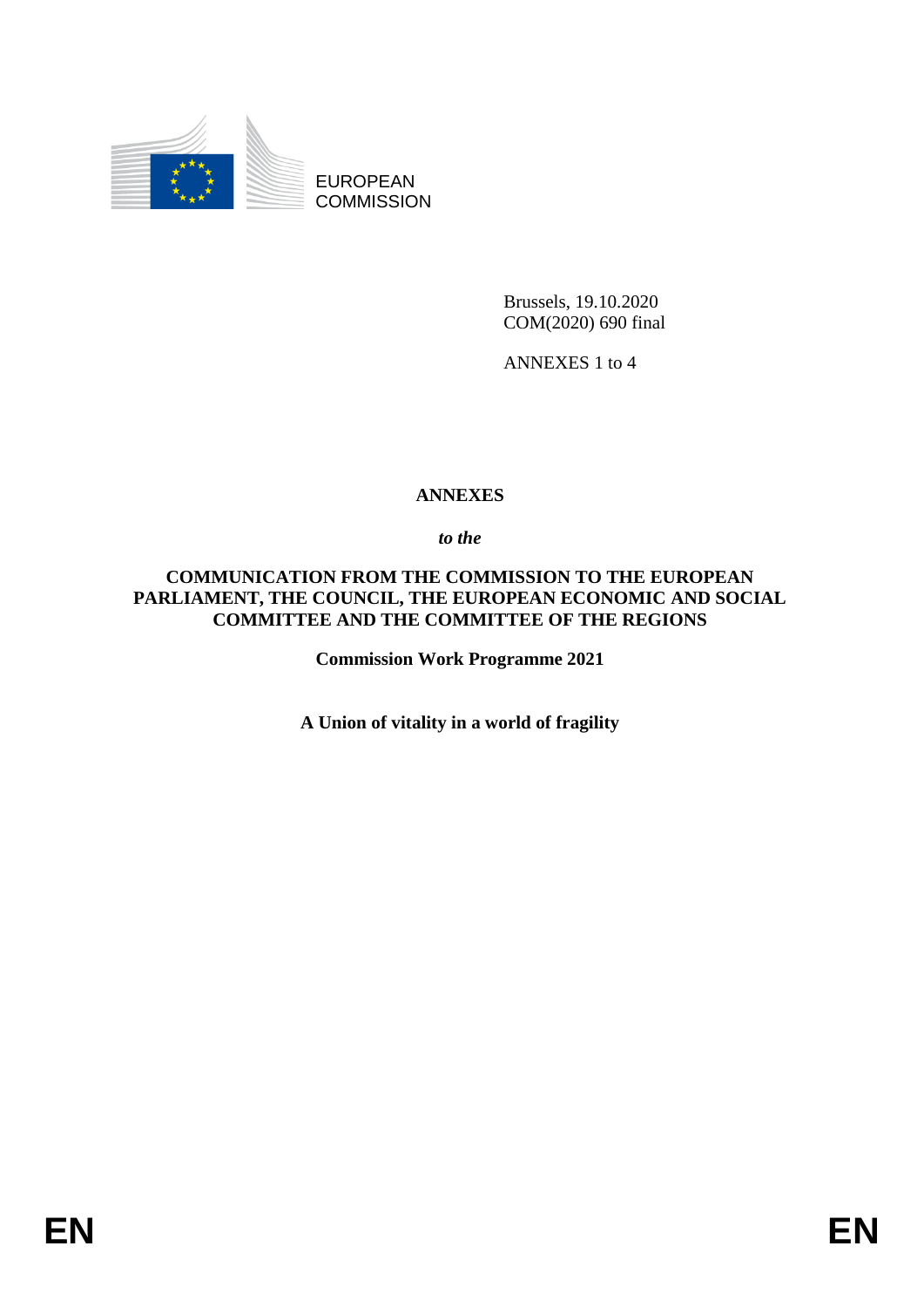EUROPEAN COMMISSION

Brussels, 19.10.2020
COM(2020) 690 final

ANNEXES 1 to 4

# ANNEXES

*to the*

**COMMUNICATION FROM THE COMMISSION TO THE EUROPEAN PARLIAMENT, THE COUNCIL, THE EUROPEAN ECONOMIC AND SOCIAL COMMITTEE AND THE COMMITTEE OF THE REGIONS**

**Commission Work Programme 2021**

**A Union of vitality in a world of fragility**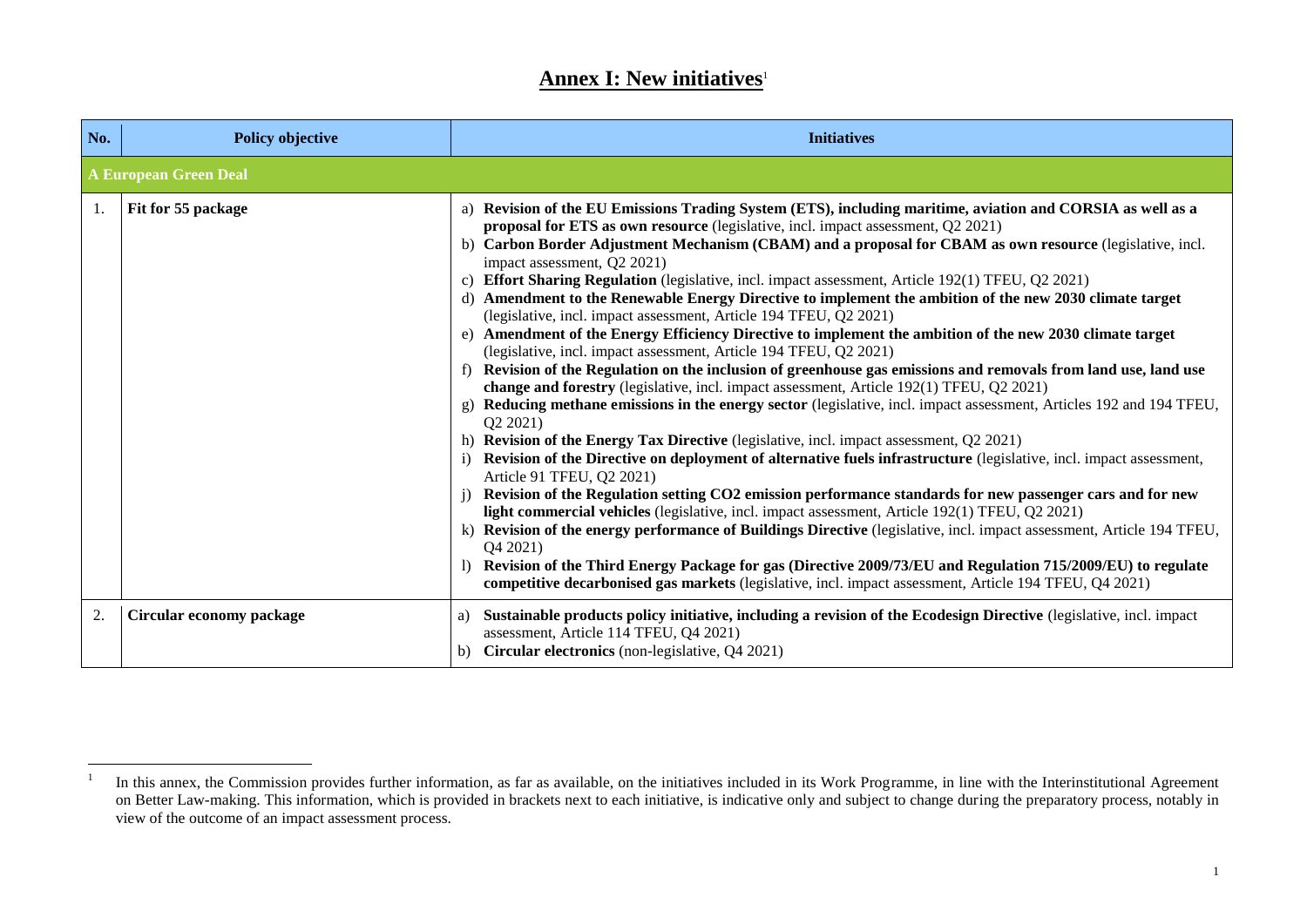# Annex I: New initiatives[1]

| No. | Policy objective | Initiatives |
|---|---|---|
| **A European Green Deal** | | |
| 1. | **Fit for 55 package** | a) **Revision of the EU Emissions Trading System (ETS), including maritime, aviation and CORSIA as well as a proposal for ETS as own resource** (legislative, incl. impact assessment, Q2 2021)<br>b) **Carbon Border Adjustment Mechanism (CBAM) and a proposal for CBAM as own resource** (legislative, incl. impact assessment, Q2 2021)<br>c) **Effort Sharing Regulation** (legislative, incl. impact assessment, Article 192(1) TFEU, Q2 2021)<br>d) **Amendment to the Renewable Energy Directive to implement the ambition of the new 2030 climate target** (legislative, incl. impact assessment, Article 194 TFEU, Q2 2021)<br>e) **Amendment of the Energy Efficiency Directive to implement the ambition of the new 2030 climate target** (legislative, incl. impact assessment, Article 194 TFEU, Q2 2021)<br>f) **Revision of the Regulation on the inclusion of greenhouse gas emissions and removals from land use, land use change and forestry** (legislative, incl. impact assessment, Article 192(1) TFEU, Q2 2021)<br>g) **Reducing methane emissions in the energy sector** (legislative, incl. impact assessment, Articles 192 and 194 TFEU, Q2 2021)<br>h) **Revision of the Energy Tax Directive** (legislative, incl. impact assessment, Q2 2021)<br>i) **Revision of the Directive on deployment of alternative fuels infrastructure** (legislative, incl. impact assessment, Article 91 TFEU, Q2 2021)<br>j) **Revision of the Regulation setting CO2 emission performance standards for new passenger cars and for new light commercial vehicles** (legislative, incl. impact assessment, Article 192(1) TFEU, Q2 2021)<br>k) **Revision of the energy performance of Buildings Directive** (legislative, incl. impact assessment, Article 194 TFEU, Q4 2021)<br>l) **Revision of the Third Energy Package for gas (Directive 2009/73/EU and Regulation 715/2009/EU) to regulate competitive decarbonised gas markets** (legislative, incl. impact assessment, Article 194 TFEU, Q4 2021) |
| 2. | **Circular economy package** | a) **Sustainable products policy initiative, including a revision of the Ecodesign Directive** (legislative, incl. impact assessment, Article 114 TFEU, Q4 2021)<br>b) **Circular electronics** (non-legislative, Q4 2021) |

[1] In this annex, the Commission provides further information, as far as available, on the initiatives included in its Work Programme, in line with the Interinstitutional Agreement on Better Law-making. This information, which is provided in brackets next to each initiative, is indicative only and subject to change during the preparatory process, notably in view of the outcome of an impact assessment process.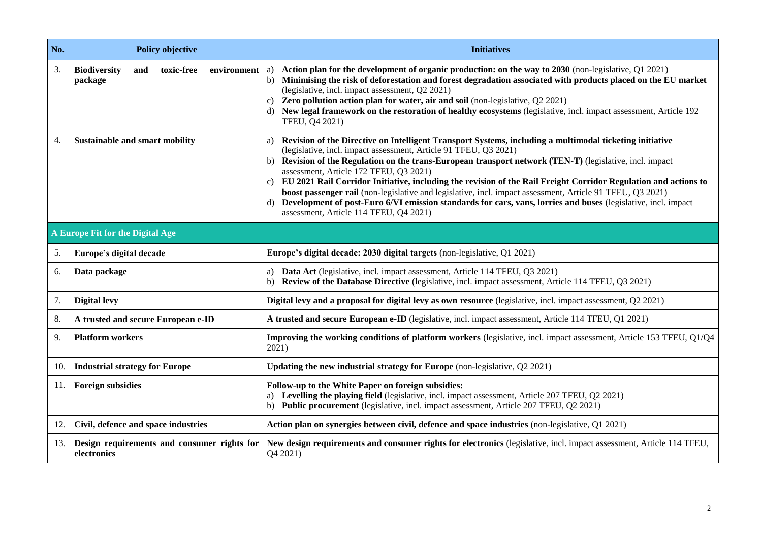| No. | Policy objective | Initiatives |
|---|---|---|
| 3. | **Biodiversity and toxic-free environment package** | a) **Action plan for the development of organic production: on the way to 2030** (non-legislative, Q1 2021)<br>b) **Minimising the risk of deforestation and forest degradation associated with products placed on the EU market** (legislative, incl. impact assessment, Q2 2021)<br>c) **Zero pollution action plan for water, air and soil** (non-legislative, Q2 2021)<br>d) **New legal framework on the restoration of healthy ecosystems** (legislative, incl. impact assessment, Article 192 TFEU, Q4 2021) |
| 4. | **Sustainable and smart mobility** | a) **Revision of the Directive on Intelligent Transport Systems, including a multimodal ticketing initiative** (legislative, incl. impact assessment, Article 91 TFEU, Q3 2021)<br>b) **Revision of the Regulation on the trans-European transport network (TEN-T)** (legislative, incl. impact assessment, Article 172 TFEU, Q3 2021)<br>c) **EU 2021 Rail Corridor Initiative, including the revision of the Rail Freight Corridor Regulation and actions to boost passenger rail** (non-legislative and legislative, incl. impact assessment, Article 91 TFEU, Q3 2021)<br>d) **Development of post-Euro 6/VI emission standards for cars, vans, lorries and buses** (legislative, incl. impact assessment, Article 114 TFEU, Q4 2021) |
| **A Europe Fit for the Digital Age** | | |
| 5. | **Europe's digital decade** | **Europe's digital decade: 2030 digital targets** (non-legislative, Q1 2021) |
| 6. | **Data package** | a) **Data Act** (legislative, incl. impact assessment, Article 114 TFEU, Q3 2021)<br>b) **Review of the Database Directive** (legislative, incl. impact assessment, Article 114 TFEU, Q3 2021) |
| 7. | **Digital levy** | **Digital levy and a proposal for digital levy as own resource** (legislative, incl. impact assessment, Q2 2021) |
| 8. | **A trusted and secure European e-ID** | **A trusted and secure European e-ID** (legislative, incl. impact assessment, Article 114 TFEU, Q1 2021) |
| 9. | **Platform workers** | **Improving the working conditions of platform workers** (legislative, incl. impact assessment, Article 153 TFEU, Q1/Q4 2021) |
| 10. | **Industrial strategy for Europe** | **Updating the new industrial strategy for Europe** (non-legislative, Q2 2021) |
| 11. | **Foreign subsidies** | **Follow-up to the White Paper on foreign subsidies:**<br>a) **Levelling the playing field** (legislative, incl. impact assessment, Article 207 TFEU, Q2 2021)<br>b) **Public procurement** (legislative, incl. impact assessment, Article 207 TFEU, Q2 2021) |
| 12. | **Civil, defence and space industries** | **Action plan on synergies between civil, defence and space industries** (non-legislative, Q1 2021) |
| 13. | **Design requirements and consumer rights for electronics** | **New design requirements and consumer rights for electronics** (legislative, incl. impact assessment, Article 114 TFEU, Q4 2021) |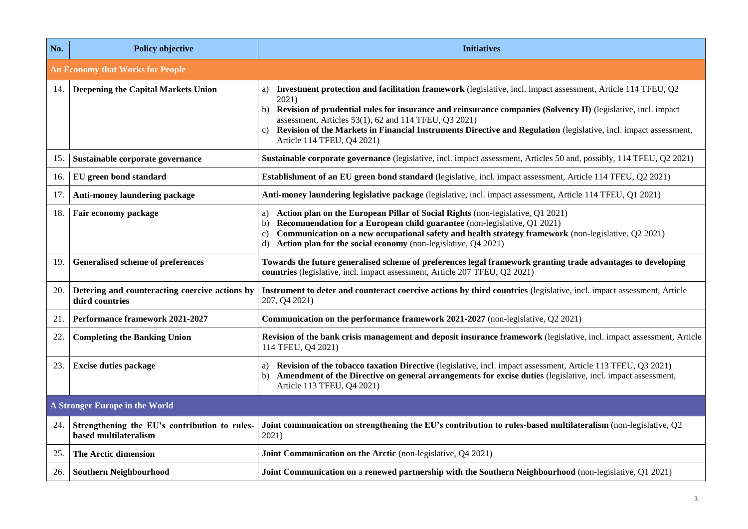| No. | Policy objective | Initiatives |
|---|---|---|
| **An Economy that Works for People** | | |
| 14. | **Deepening the Capital Markets Union** | a) **Investment protection and facilitation framework** (legislative, incl. impact assessment, Article 114 TFEU, Q2 2021)<br>b) **Revision of prudential rules for insurance and reinsurance companies (Solvency II)** (legislative, incl. impact assessment, Articles 53(1), 62 and 114 TFEU, Q3 2021)<br>c) **Revision of the Markets in Financial Instruments Directive and Regulation** (legislative, incl. impact assessment, Article 114 TFEU, Q4 2021) |
| 15. | **Sustainable corporate governance** | **Sustainable corporate governance** (legislative, incl. impact assessment, Articles 50 and, possibly, 114 TFEU, Q2 2021) |
| 16. | **EU green bond standard** | **Establishment of an EU green bond standard** (legislative, incl. impact assessment, Article 114 TFEU, Q2 2021) |
| 17. | **Anti-money laundering package** | **Anti-money laundering legislative package** (legislative, incl. impact assessment, Article 114 TFEU, Q1 2021) |
| 18. | **Fair economy package** | a) **Action plan on the European Pillar of Social Rights** (non-legislative, Q1 2021)<br>b) **Recommendation for a European child guarantee** (non-legislative, Q1 2021)<br>c) **Communication on a new occupational safety and health strategy framework** (non-legislative, Q2 2021)<br>d) **Action plan for the social economy** (non-legislative, Q4 2021) |
| 19. | **Generalised scheme of preferences** | **Towards the future generalised scheme of preferences legal framework granting trade advantages to developing countries** (legislative, incl. impact assessment, Article 207 TFEU, Q2 2021) |
| 20. | **Detering and counteracting coercive actions by third countries** | **Instrument to deter and counteract coercive actions by third countries** (legislative, incl. impact assessment, Article 207, Q4 2021) |
| 21. | **Performance framework 2021-2027** | **Communication on the performance framework 2021-2027** (non-legislative, Q2 2021) |
| 22. | **Completing the Banking Union** | **Revision of the bank crisis management and deposit insurance framework** (legislative, incl. impact assessment, Article 114 TFEU, Q4 2021) |
| 23. | **Excise duties package** | a) **Revision of the tobacco taxation Directive** (legislative, incl. impact assessment, Article 113 TFEU, Q3 2021)<br>b) **Amendment of the Directive on general arrangements for excise duties** (legislative, incl. impact assessment, Article 113 TFEU, Q4 2021) |
| **A Stronger Europe in the World** | | |
| 24. | **Strengthening the EU's contribution to rules-based multilateralism** | **Joint communication on strengthening the EU's contribution to rules-based multilateralism** (non-legislative, Q2 2021) |
| 25. | **The Arctic dimension** | **Joint Communication on the Arctic** (non-legislative, Q4 2021) |
| 26. | **Southern Neighbourhood** | **Joint Communication on** a **renewed partnership with the Southern Neighbourhood** (non-legislative, Q1 2021) |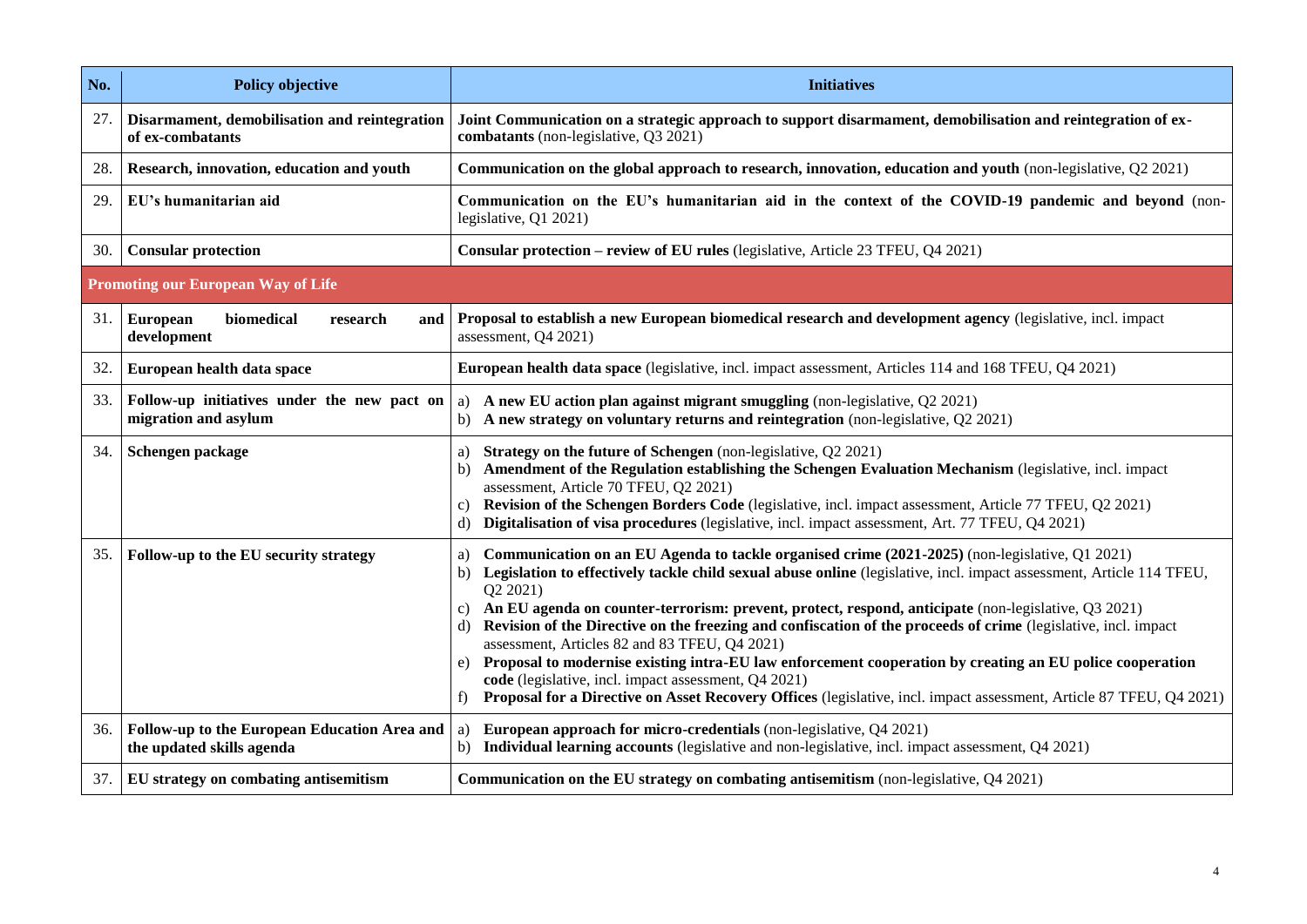| No. | Policy objective | Initiatives |
|---|---|---|
| 27. | **Disarmament, demobilisation and reintegration of ex-combatants** | **Joint Communication on a strategic approach to support disarmament, demobilisation and reintegration of ex-combatants** (non-legislative, Q3 2021) |
| 28. | **Research, innovation, education and youth** | **Communication on the global approach to research, innovation, education and youth** (non-legislative, Q2 2021) |
| 29. | **EU's humanitarian aid** | **Communication on the EU's humanitarian aid in the context of the COVID-19 pandemic and beyond** (non-legislative, Q1 2021) |
| 30. | **Consular protection** | **Consular protection – review of EU rules** (legislative, Article 23 TFEU, Q4 2021) |
| **Promoting our European Way of Life** | | |
| 31. | **European biomedical research and development** | **Proposal to establish a new European biomedical research and development agency** (legislative, incl. impact assessment, Q4 2021) |
| 32. | **European health data space** | **European health data space** (legislative, incl. impact assessment, Articles 114 and 168 TFEU, Q4 2021) |
| 33. | **Follow-up initiatives under the new pact on migration and asylum** | a) **A new EU action plan against migrant smuggling** (non-legislative, Q2 2021)<br>b) **A new strategy on voluntary returns and reintegration** (non-legislative, Q2 2021) |
| 34. | **Schengen package** | a) **Strategy on the future of Schengen** (non-legislative, Q2 2021)<br>b) **Amendment of the Regulation establishing the Schengen Evaluation Mechanism** (legislative, incl. impact assessment, Article 70 TFEU, Q2 2021)<br>c) **Revision of the Schengen Borders Code** (legislative, incl. impact assessment, Article 77 TFEU, Q2 2021)<br>d) **Digitalisation of visa procedures** (legislative, incl. impact assessment, Art. 77 TFEU, Q4 2021) |
| 35. | **Follow-up to the EU security strategy** | a) **Communication on an EU Agenda to tackle organised crime (2021-2025)** (non-legislative, Q1 2021)<br>b) **Legislation to effectively tackle child sexual abuse online** (legislative, incl. impact assessment, Article 114 TFEU, Q2 2021)<br>c) **An EU agenda on counter-terrorism: prevent, protect, respond, anticipate** (non-legislative, Q3 2021)<br>d) **Revision of the Directive on the freezing and confiscation of the proceeds of crime** (legislative, incl. impact assessment, Articles 82 and 83 TFEU, Q4 2021)<br>e) **Proposal to modernise existing intra-EU law enforcement cooperation by creating an EU police cooperation code** (legislative, incl. impact assessment, Q4 2021)<br>f) **Proposal for a Directive on Asset Recovery Offices** (legislative, incl. impact assessment, Article 87 TFEU, Q4 2021) |
| 36. | **Follow-up to the European Education Area and the updated skills agenda** | a) **European approach for micro-credentials** (non-legislative, Q4 2021)<br>b) **Individual learning accounts** (legislative and non-legislative, incl. impact assessment, Q4 2021) |
| 37. | **EU strategy on combating antisemitism** | **Communication on the EU strategy on combating antisemitism** (non-legislative, Q4 2021) |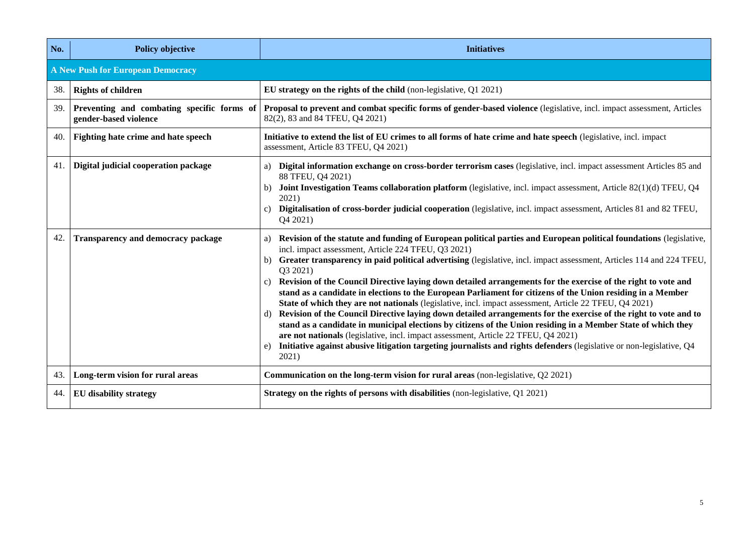| No. | Policy objective | Initiatives |
| --- | --- | --- |
| **A New Push for European Democracy** | | |
| 38. | **Rights of children** | **EU strategy on the rights of the child** (non-legislative, Q1 2021) |
| 39. | **Preventing and combating specific forms of gender-based violence** | **Proposal to prevent and combat specific forms of gender-based violence** (legislative, incl. impact assessment, Articles 82(2), 83 and 84 TFEU, Q4 2021) |
| 40. | **Fighting hate crime and hate speech** | **Initiative to extend the list of EU crimes to all forms of hate crime and hate speech** (legislative, incl. impact assessment, Article 83 TFEU, Q4 2021) |
| 41. | **Digital judicial cooperation package** | a) **Digital information exchange on cross-border terrorism cases** (legislative, incl. impact assessment Articles 85 and 88 TFEU, Q4 2021)<br>b) **Joint Investigation Teams collaboration platform** (legislative, incl. impact assessment, Article 82(1)(d) TFEU, Q4 2021)<br>c) **Digitalisation of cross-border judicial cooperation** (legislative, incl. impact assessment, Articles 81 and 82 TFEU, Q4 2021) |
| 42. | **Transparency and democracy package** | a) **Revision of the statute and funding of European political parties and European political foundations** (legislative, incl. impact assessment, Article 224 TFEU, Q3 2021)<br>b) **Greater transparency in paid political advertising** (legislative, incl. impact assessment, Articles 114 and 224 TFEU, Q3 2021)<br>c) **Revision of the Council Directive laying down detailed arrangements for the exercise of the right to vote and stand as a candidate in elections to the European Parliament for citizens of the Union residing in a Member State of which they are not nationals** (legislative, incl. impact assessment, Article 22 TFEU, Q4 2021)<br>d) **Revision of the Council Directive laying down detailed arrangements for the exercise of the right to vote and to stand as a candidate in municipal elections by citizens of the Union residing in a Member State of which they are not nationals** (legislative, incl. impact assessment, Article 22 TFEU, Q4 2021)<br>e) **Initiative against abusive litigation targeting journalists and rights defenders** (legislative or non-legislative, Q4 2021) |
| 43. | **Long-term vision for rural areas** | **Communication on the long-term vision for rural areas** (non-legislative, Q2 2021) |
| 44. | **EU disability strategy** | **Strategy on the rights of persons with disabilities** (non-legislative, Q1 2021) |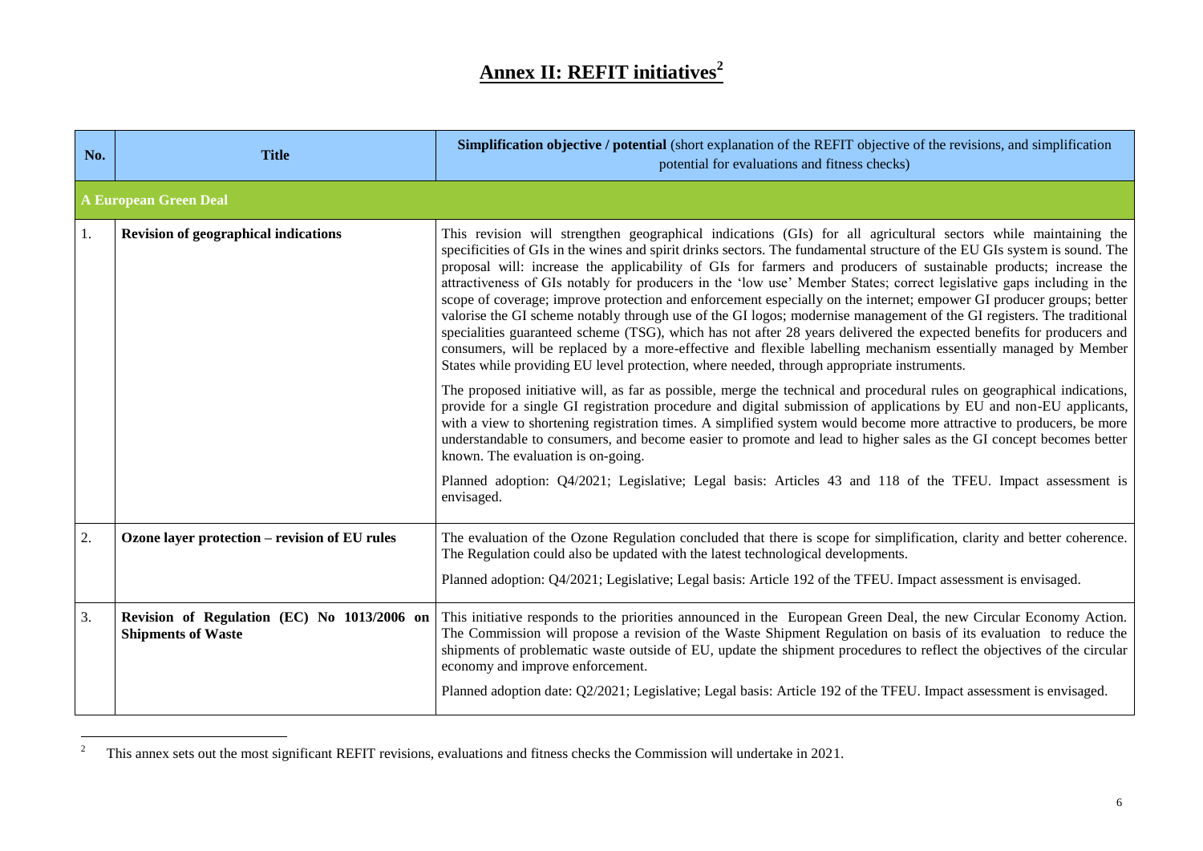# Annex II: REFIT initiatives[2]

| No. | Title | Simplification objective / potential (short explanation of the REFIT objective of the revisions, and simplification potential for evaluations and fitness checks) |
|---|---|---|
| **A European Green Deal** | | |
| 1. | **Revision of geographical indications** | This revision will strengthen geographical indications (GIs) for all agricultural sectors while maintaining the specificities of GIs in the wines and spirit drinks sectors. The fundamental structure of the EU GIs system is sound. The proposal will: increase the applicability of GIs for farmers and producers of sustainable products; increase the attractiveness of GIs notably for producers in the 'low use' Member States; correct legislative gaps including in the scope of coverage; improve protection and enforcement especially on the internet; empower GI producer groups; better valorise the GI scheme notably through use of the GI logos; modernise management of the GI registers. The traditional specialities guaranteed scheme (TSG), which has not after 28 years delivered the expected benefits for producers and consumers, will be replaced by a more-effective and flexible labelling mechanism essentially managed by Member States while providing EU level protection, where needed, through appropriate instruments.<br><br>The proposed initiative will, as far as possible, merge the technical and procedural rules on geographical indications, provide for a single GI registration procedure and digital submission of applications by EU and non-EU applicants, with a view to shortening registration times. A simplified system would become more attractive to producers, be more understandable to consumers, and become easier to promote and lead to higher sales as the GI concept becomes better known. The evaluation is on-going.<br><br>Planned adoption: Q4/2021; Legislative; Legal basis: Articles 43 and 118 of the TFEU. Impact assessment is envisaged. |
| 2. | **Ozone layer protection – revision of EU rules** | The evaluation of the Ozone Regulation concluded that there is scope for simplification, clarity and better coherence. The Regulation could also be updated with the latest technological developments.<br><br>Planned adoption: Q4/2021; Legislative; Legal basis: Article 192 of the TFEU. Impact assessment is envisaged. |
| 3. | **Revision of Regulation (EC) No 1013/2006 on Shipments of Waste** | This initiative responds to the priorities announced in the European Green Deal, the new Circular Economy Action. The Commission will propose a revision of the Waste Shipment Regulation on basis of its evaluation to reduce the shipments of problematic waste outside of EU, update the shipment procedures to reflect the objectives of the circular economy and improve enforcement.<br><br>Planned adoption date: Q2/2021; Legislative; Legal basis: Article 192 of the TFEU. Impact assessment is envisaged. |

[2] This annex sets out the most significant REFIT revisions, evaluations and fitness checks the Commission will undertake in 2021.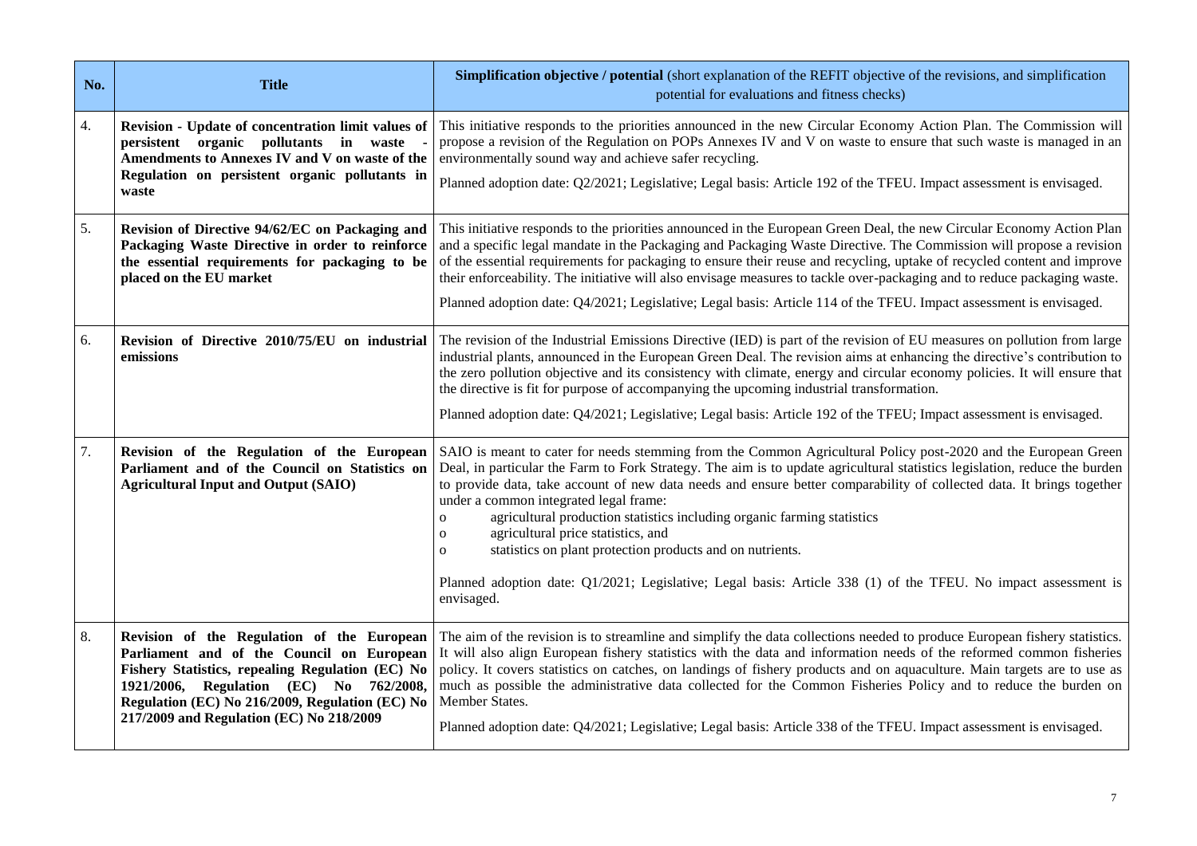| No. | Title | **Simplification objective / potential** (short explanation of the REFIT objective of the revisions, and simplification potential for evaluations and fitness checks) |
|---|---|---|
| 4. | **Revision - Update of concentration limit values of persistent organic pollutants in waste - Amendments to Annexes IV and V on waste of the Regulation on persistent organic pollutants in waste** | This initiative responds to the priorities announced in the new Circular Economy Action Plan. The Commission will propose a revision of the Regulation on POPs Annexes IV and V on waste to ensure that such waste is managed in an environmentally sound way and achieve safer recycling.<br><br>Planned adoption date: Q2/2021; Legislative; Legal basis: Article 192 of the TFEU. Impact assessment is envisaged. |
| 5. | **Revision of Directive 94/62/EC on Packaging and Packaging Waste Directive in order to reinforce the essential requirements for packaging to be placed on the EU market** | This initiative responds to the priorities announced in the European Green Deal, the new Circular Economy Action Plan and a specific legal mandate in the Packaging and Packaging Waste Directive. The Commission will propose a revision of the essential requirements for packaging to ensure their reuse and recycling, uptake of recycled content and improve their enforceability. The initiative will also envisage measures to tackle over-packaging and to reduce packaging waste.<br><br>Planned adoption date: Q4/2021; Legislative; Legal basis: Article 114 of the TFEU. Impact assessment is envisaged. |
| 6. | **Revision of Directive 2010/75/EU on industrial emissions** | The revision of the Industrial Emissions Directive (IED) is part of the revision of EU measures on pollution from large industrial plants, announced in the European Green Deal. The revision aims at enhancing the directive's contribution to the zero pollution objective and its consistency with climate, energy and circular economy policies. It will ensure that the directive is fit for purpose of accompanying the upcoming industrial transformation.<br><br>Planned adoption date: Q4/2021; Legislative; Legal basis: Article 192 of the TFEU; Impact assessment is envisaged. |
| 7. | **Revision of the Regulation of the European Parliament and of the Council on Statistics on Agricultural Input and Output (SAIO)** | SAIO is meant to cater for needs stemming from the Common Agricultural Policy post-2020 and the European Green Deal, in particular the Farm to Fork Strategy. The aim is to update agricultural statistics legislation, reduce the burden to provide data, take account of new data needs and ensure better comparability of collected data. It brings together under a common integrated legal frame:<br>o agricultural production statistics including organic farming statistics<br>o agricultural price statistics, and<br>o statistics on plant protection products and on nutrients.<br><br>Planned adoption date: Q1/2021; Legislative; Legal basis: Article 338 (1) of the TFEU. No impact assessment is envisaged. |
| 8. | **Revision of the Regulation of the European Parliament and of the Council on European Fishery Statistics, repealing Regulation (EC) No 1921/2006, Regulation (EC) No 762/2008, Regulation (EC) No 216/2009, Regulation (EC) No 217/2009 and Regulation (EC) No 218/2009** | The aim of the revision is to streamline and simplify the data collections needed to produce European fishery statistics. It will also align European fishery statistics with the data and information needs of the reformed common fisheries policy. It covers statistics on catches, on landings of fishery products and on aquaculture. Main targets are to use as much as possible the administrative data collected for the Common Fisheries Policy and to reduce the burden on Member States.<br><br>Planned adoption date: Q4/2021; Legislative; Legal basis: Article 338 of the TFEU. Impact assessment is envisaged. |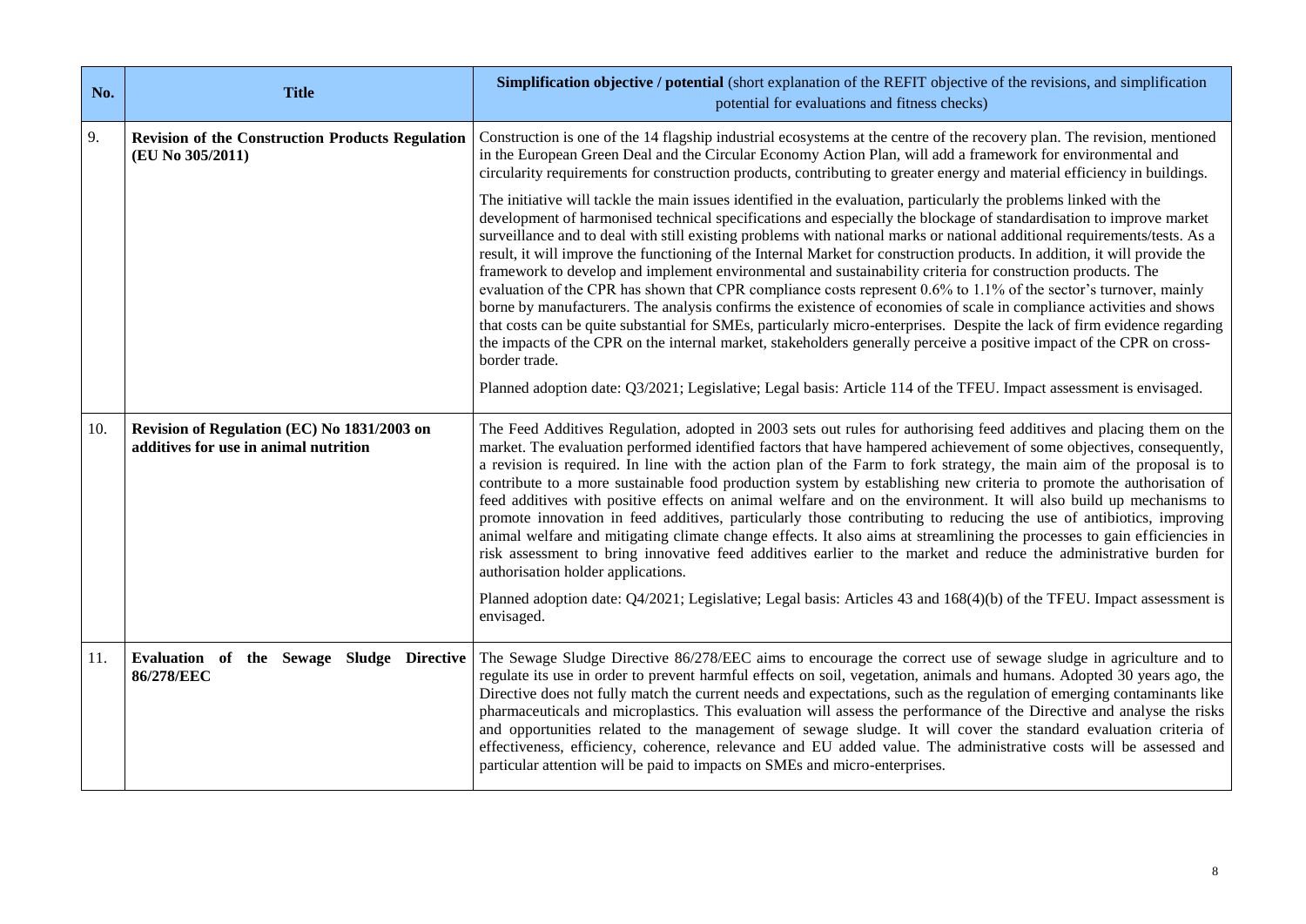| No. | Title | Simplification objective / potential (short explanation of the REFIT objective of the revisions, and simplification potential for evaluations and fitness checks) |
|---|---|---|
| 9. | **Revision of the Construction Products Regulation (EU No 305/2011)** | Construction is one of the 14 flagship industrial ecosystems at the centre of the recovery plan. The revision, mentioned in the European Green Deal and the Circular Economy Action Plan, will add a framework for environmental and circularity requirements for construction products, contributing to greater energy and material efficiency in buildings.<br><br>The initiative will tackle the main issues identified in the evaluation, particularly the problems linked with the development of harmonised technical specifications and especially the blockage of standardisation to improve market surveillance and to deal with still existing problems with national marks or national additional requirements/tests. As a result, it will improve the functioning of the Internal Market for construction products. In addition, it will provide the framework to develop and implement environmental and sustainability criteria for construction products. The evaluation of the CPR has shown that CPR compliance costs represent 0.6% to 1.1% of the sector's turnover, mainly borne by manufacturers. The analysis confirms the existence of economies of scale in compliance activities and shows that costs can be quite substantial for SMEs, particularly micro-enterprises. Despite the lack of firm evidence regarding the impacts of the CPR on the internal market, stakeholders generally perceive a positive impact of the CPR on cross-border trade.<br><br>Planned adoption date: Q3/2021; Legislative; Legal basis: Article 114 of the TFEU. Impact assessment is envisaged. |
| 10. | **Revision of Regulation (EC) No 1831/2003 on additives for use in animal nutrition** | The Feed Additives Regulation, adopted in 2003 sets out rules for authorising feed additives and placing them on the market. The evaluation performed identified factors that have hampered achievement of some objectives, consequently, a revision is required. In line with the action plan of the Farm to fork strategy, the main aim of the proposal is to contribute to a more sustainable food production system by establishing new criteria to promote the authorisation of feed additives with positive effects on animal welfare and on the environment. It will also build up mechanisms to promote innovation in feed additives, particularly those contributing to reducing the use of antibiotics, improving animal welfare and mitigating climate change effects. It also aims at streamlining the processes to gain efficiencies in risk assessment to bring innovative feed additives earlier to the market and reduce the administrative burden for authorisation holder applications.<br><br>Planned adoption date: Q4/2021; Legislative; Legal basis: Articles 43 and 168(4)(b) of the TFEU. Impact assessment is envisaged. |
| 11. | **Evaluation of the Sewage Sludge Directive 86/278/EEC** | The Sewage Sludge Directive 86/278/EEC aims to encourage the correct use of sewage sludge in agriculture and to regulate its use in order to prevent harmful effects on soil, vegetation, animals and humans. Adopted 30 years ago, the Directive does not fully match the current needs and expectations, such as the regulation of emerging contaminants like pharmaceuticals and microplastics. This evaluation will assess the performance of the Directive and analyse the risks and opportunities related to the management of sewage sludge. It will cover the standard evaluation criteria of effectiveness, efficiency, coherence, relevance and EU added value. The administrative costs will be assessed and particular attention will be paid to impacts on SMEs and micro-enterprises. |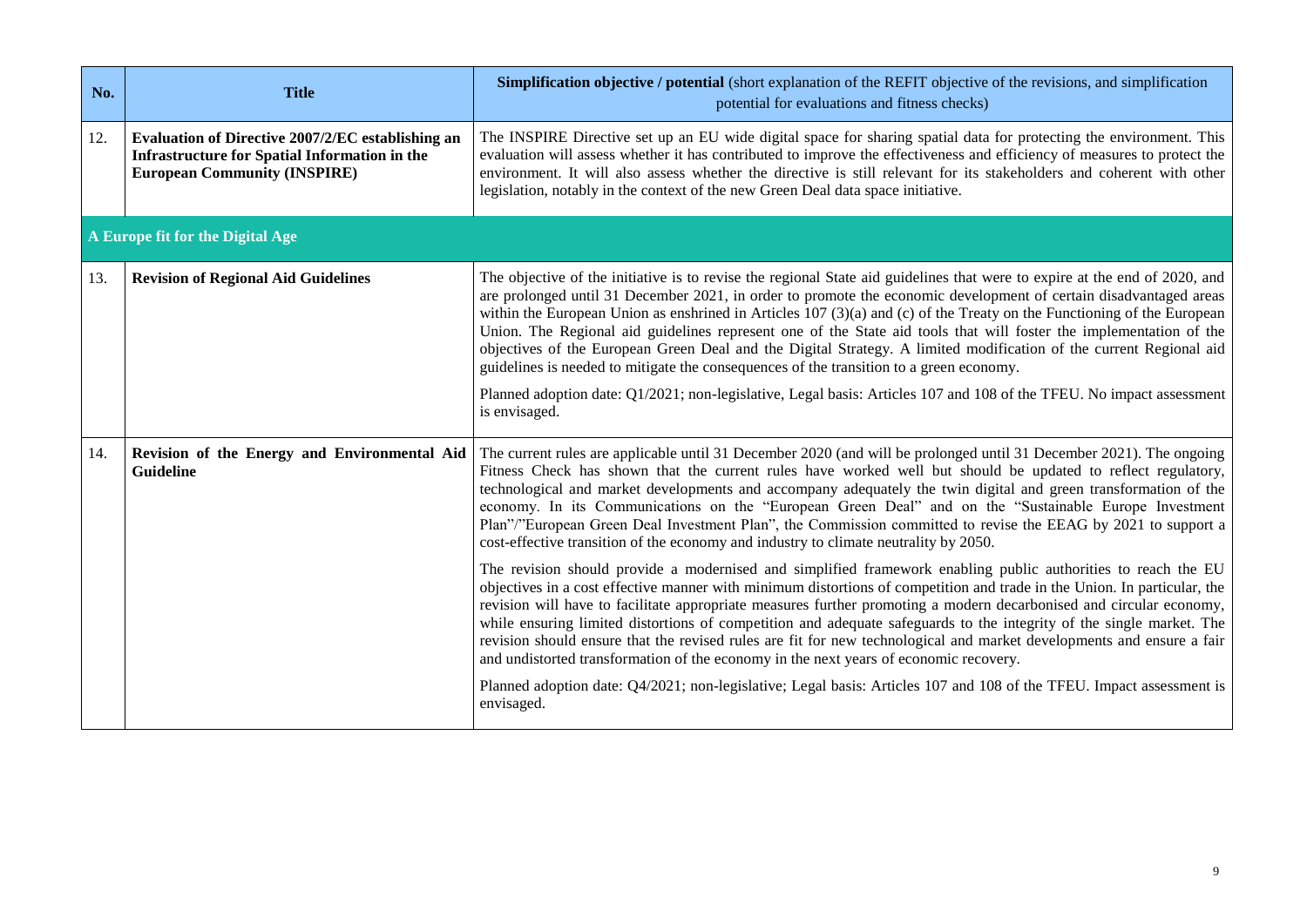| No. | Title | **Simplification objective / potential** (short explanation of the REFIT objective of the revisions, and simplification potential for evaluations and fitness checks) |
|---|---|---|
| 12. | **Evaluation of Directive 2007/2/EC establishing an Infrastructure for Spatial Information in the European Community (INSPIRE)** | The INSPIRE Directive set up an EU wide digital space for sharing spatial data for protecting the environment. This evaluation will assess whether it has contributed to improve the effectiveness and efficiency of measures to protect the environment. It will also assess whether the directive is still relevant for its stakeholders and coherent with other legislation, notably in the context of the new Green Deal data space initiative. |
| **A Europe fit for the Digital Age** | | |
| 13. | **Revision of Regional Aid Guidelines** | The objective of the initiative is to revise the regional State aid guidelines that were to expire at the end of 2020, and are prolonged until 31 December 2021, in order to promote the economic development of certain disadvantaged areas within the European Union as enshrined in Articles 107 (3)(a) and (c) of the Treaty on the Functioning of the European Union. The Regional aid guidelines represent one of the State aid tools that will foster the implementation of the objectives of the European Green Deal and the Digital Strategy. A limited modification of the current Regional aid guidelines is needed to mitigate the consequences of the transition to a green economy.<br><br>Planned adoption date: Q1/2021; non-legislative, Legal basis: Articles 107 and 108 of the TFEU. No impact assessment is envisaged. |
| 14. | **Revision of the Energy and Environmental Aid Guideline** | The current rules are applicable until 31 December 2020 (and will be prolonged until 31 December 2021). The ongoing Fitness Check has shown that the current rules have worked well but should be updated to reflect regulatory, technological and market developments and accompany adequately the twin digital and green transformation of the economy. In its Communications on the "European Green Deal" and on the "Sustainable Europe Investment Plan"/"European Green Deal Investment Plan", the Commission committed to revise the EEAG by 2021 to support a cost-effective transition of the economy and industry to climate neutrality by 2050.<br><br>The revision should provide a modernised and simplified framework enabling public authorities to reach the EU objectives in a cost effective manner with minimum distortions of competition and trade in the Union. In particular, the revision will have to facilitate appropriate measures further promoting a modern decarbonised and circular economy, while ensuring limited distortions of competition and adequate safeguards to the integrity of the single market. The revision should ensure that the revised rules are fit for new technological and market developments and ensure a fair and undistorted transformation of the economy in the next years of economic recovery.<br><br>Planned adoption date: Q4/2021; non-legislative; Legal basis: Articles 107 and 108 of the TFEU. Impact assessment is envisaged. |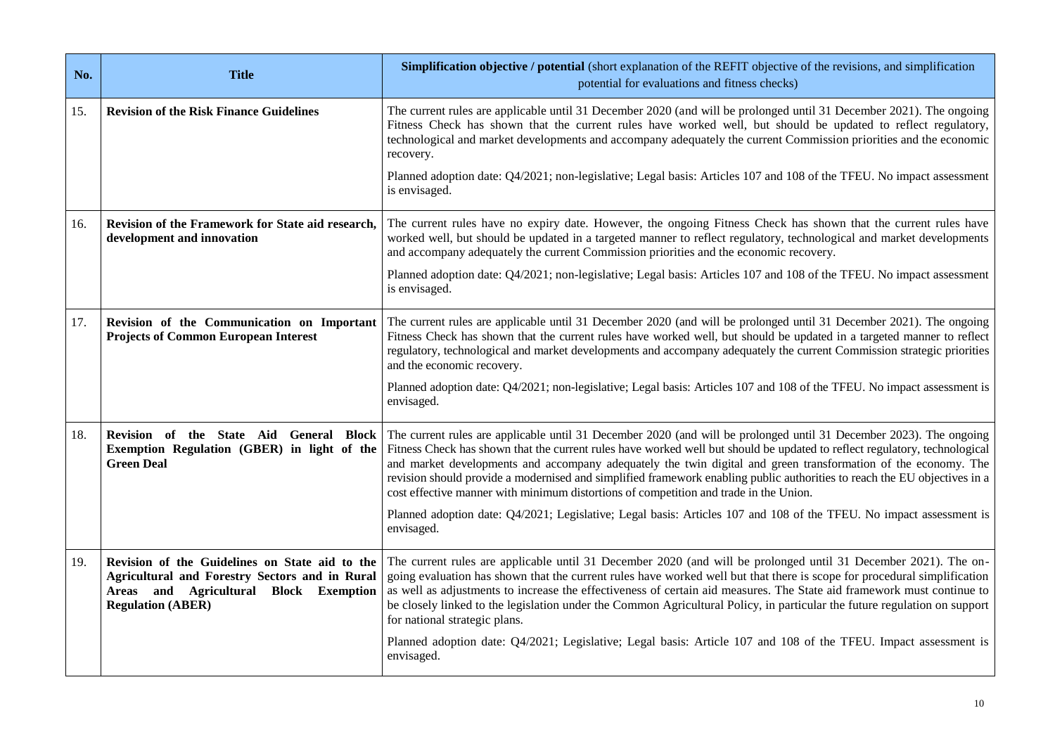| No. | Title | Simplification objective / potential (short explanation of the REFIT objective of the revisions, and simplification potential for evaluations and fitness checks) |
|---|---|---|
| 15. | **Revision of the Risk Finance Guidelines** | The current rules are applicable until 31 December 2020 (and will be prolonged until 31 December 2021). The ongoing Fitness Check has shown that the current rules have worked well, but should be updated to reflect regulatory, technological and market developments and accompany adequately the current Commission priorities and the economic recovery.<br><br>Planned adoption date: Q4/2021; non-legislative; Legal basis: Articles 107 and 108 of the TFEU. No impact assessment is envisaged. |
| 16. | **Revision of the Framework for State aid research, development and innovation** | The current rules have no expiry date. However, the ongoing Fitness Check has shown that the current rules have worked well, but should be updated in a targeted manner to reflect regulatory, technological and market developments and accompany adequately the current Commission priorities and the economic recovery.<br><br>Planned adoption date: Q4/2021; non-legislative; Legal basis: Articles 107 and 108 of the TFEU. No impact assessment is envisaged. |
| 17. | **Revision of the Communication on Important Projects of Common European Interest** | The current rules are applicable until 31 December 2020 (and will be prolonged until 31 December 2021). The ongoing Fitness Check has shown that the current rules have worked well, but should be updated in a targeted manner to reflect regulatory, technological and market developments and accompany adequately the current Commission strategic priorities and the economic recovery.<br><br>Planned adoption date: Q4/2021; non-legislative; Legal basis: Articles 107 and 108 of the TFEU. No impact assessment is envisaged. |
| 18. | **Revision of the State Aid General Block Exemption Regulation (GBER) in light of the Green Deal** | The current rules are applicable until 31 December 2020 (and will be prolonged until 31 December 2023). The ongoing Fitness Check has shown that the current rules have worked well but should be updated to reflect regulatory, technological and market developments and accompany adequately the twin digital and green transformation of the economy. The revision should provide a modernised and simplified framework enabling public authorities to reach the EU objectives in a cost effective manner with minimum distortions of competition and trade in the Union.<br><br>Planned adoption date: Q4/2021; Legislative; Legal basis: Articles 107 and 108 of the TFEU. No impact assessment is envisaged. |
| 19. | **Revision of the Guidelines on State aid to the Agricultural and Forestry Sectors and in Rural Areas and Agricultural Block Exemption Regulation (ABER)** | The current rules are applicable until 31 December 2020 (and will be prolonged until 31 December 2021). The on-going evaluation has shown that the current rules have worked well but that there is scope for procedural simplification as well as adjustments to increase the effectiveness of certain aid measures. The State aid framework must continue to be closely linked to the legislation under the Common Agricultural Policy, in particular the future regulation on support for national strategic plans.<br><br>Planned adoption date: Q4/2021; Legislative; Legal basis: Article 107 and 108 of the TFEU. Impact assessment is envisaged. |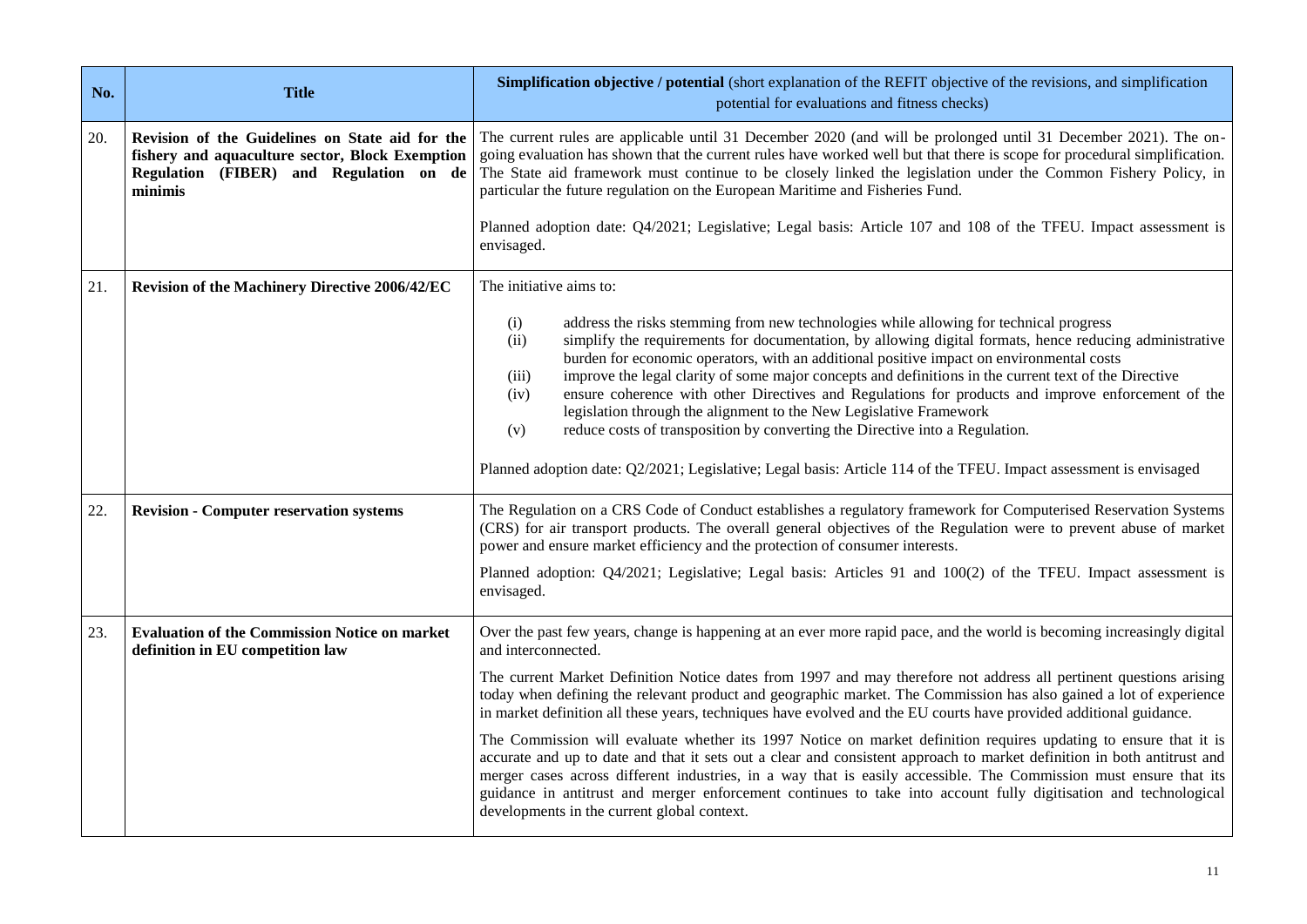| No. | Title | **Simplification objective / potential** (short explanation of the REFIT objective of the revisions, and simplification potential for evaluations and fitness checks) |
|---|---|---|
| 20. | **Revision of the Guidelines on State aid for the fishery and aquaculture sector, Block Exemption Regulation (FIBER) and Regulation on de minimis** | The current rules are applicable until 31 December 2020 (and will be prolonged until 31 December 2021). The on-going evaluation has shown that the current rules have worked well but that there is scope for procedural simplification. The State aid framework must continue to be closely linked the legislation under the Common Fishery Policy, in particular the future regulation on the European Maritime and Fisheries Fund.<br><br>Planned adoption date: Q4/2021; Legislative; Legal basis: Article 107 and 108 of the TFEU. Impact assessment is envisaged. |
| 21. | **Revision of the Machinery Directive 2006/42/EC** | The initiative aims to:<br><br>(i) address the risks stemming from new technologies while allowing for technical progress<br>(ii) simplify the requirements for documentation, by allowing digital formats, hence reducing administrative burden for economic operators, with an additional positive impact on environmental costs<br>(iii) improve the legal clarity of some major concepts and definitions in the current text of the Directive<br>(iv) ensure coherence with other Directives and Regulations for products and improve enforcement of the legislation through the alignment to the New Legislative Framework<br>(v) reduce costs of transposition by converting the Directive into a Regulation.<br><br>Planned adoption date: Q2/2021; Legislative; Legal basis: Article 114 of the TFEU. Impact assessment is envisaged |
| 22. | **Revision - Computer reservation systems** | The Regulation on a CRS Code of Conduct establishes a regulatory framework for Computerised Reservation Systems (CRS) for air transport products. The overall general objectives of the Regulation were to prevent abuse of market power and ensure market efficiency and the protection of consumer interests.<br><br>Planned adoption: Q4/2021; Legislative; Legal basis: Articles 91 and 100(2) of the TFEU. Impact assessment is envisaged. |
| 23. | **Evaluation of the Commission Notice on market definition in EU competition law** | Over the past few years, change is happening at an ever more rapid pace, and the world is becoming increasingly digital and interconnected.<br><br>The current Market Definition Notice dates from 1997 and may therefore not address all pertinent questions arising today when defining the relevant product and geographic market. The Commission has also gained a lot of experience in market definition all these years, techniques have evolved and the EU courts have provided additional guidance.<br><br>The Commission will evaluate whether its 1997 Notice on market definition requires updating to ensure that it is accurate and up to date and that it sets out a clear and consistent approach to market definition in both antitrust and merger cases across different industries, in a way that is easily accessible. The Commission must ensure that its guidance in antitrust and merger enforcement continues to take into account fully digitisation and technological developments in the current global context. |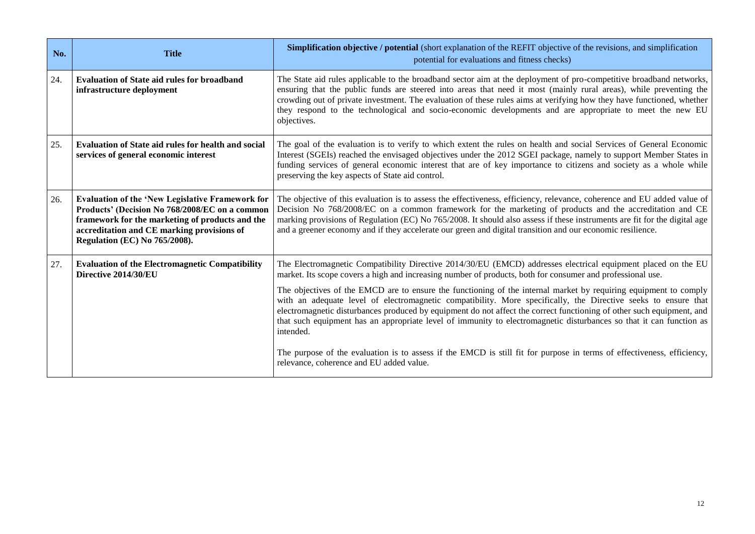| No. | Title | **Simplification objective / potential** (short explanation of the REFIT objective of the revisions, and simplification potential for evaluations and fitness checks) |
|---|---|---|
| 24. | **Evaluation of State aid rules for broadband infrastructure deployment** | The State aid rules applicable to the broadband sector aim at the deployment of pro-competitive broadband networks, ensuring that the public funds are steered into areas that need it most (mainly rural areas), while preventing the crowding out of private investment. The evaluation of these rules aims at verifying how they have functioned, whether they respond to the technological and socio-economic developments and are appropriate to meet the new EU objectives. |
| 25. | **Evaluation of State aid rules for health and social services of general economic interest** | The goal of the evaluation is to verify to which extent the rules on health and social Services of General Economic Interest (SGEIs) reached the envisaged objectives under the 2012 SGEI package, namely to support Member States in funding services of general economic interest that are of key importance to citizens and society as a whole while preserving the key aspects of State aid control. |
| 26. | **Evaluation of the 'New Legislative Framework for Products' (Decision No 768/2008/EC on a common framework for the marketing of products and the accreditation and CE marking provisions of Regulation (EC) No 765/2008).** | The objective of this evaluation is to assess the effectiveness, efficiency, relevance, coherence and EU added value of Decision No 768/2008/EC on a common framework for the marketing of products and the accreditation and CE marking provisions of Regulation (EC) No 765/2008. It should also assess if these instruments are fit for the digital age and a greener economy and if they accelerate our green and digital transition and our economic resilience. |
| 27. | **Evaluation of the Electromagnetic Compatibility Directive 2014/30/EU** | The Electromagnetic Compatibility Directive 2014/30/EU (EMCD) addresses electrical equipment placed on the EU market. Its scope covers a high and increasing number of products, both for consumer and professional use.<br><br>The objectives of the EMCD are to ensure the functioning of the internal market by requiring equipment to comply with an adequate level of electromagnetic compatibility. More specifically, the Directive seeks to ensure that electromagnetic disturbances produced by equipment do not affect the correct functioning of other such equipment, and that such equipment has an appropriate level of immunity to electromagnetic disturbances so that it can function as intended.<br><br>The purpose of the evaluation is to assess if the EMCD is still fit for purpose in terms of effectiveness, efficiency, relevance, coherence and EU added value. |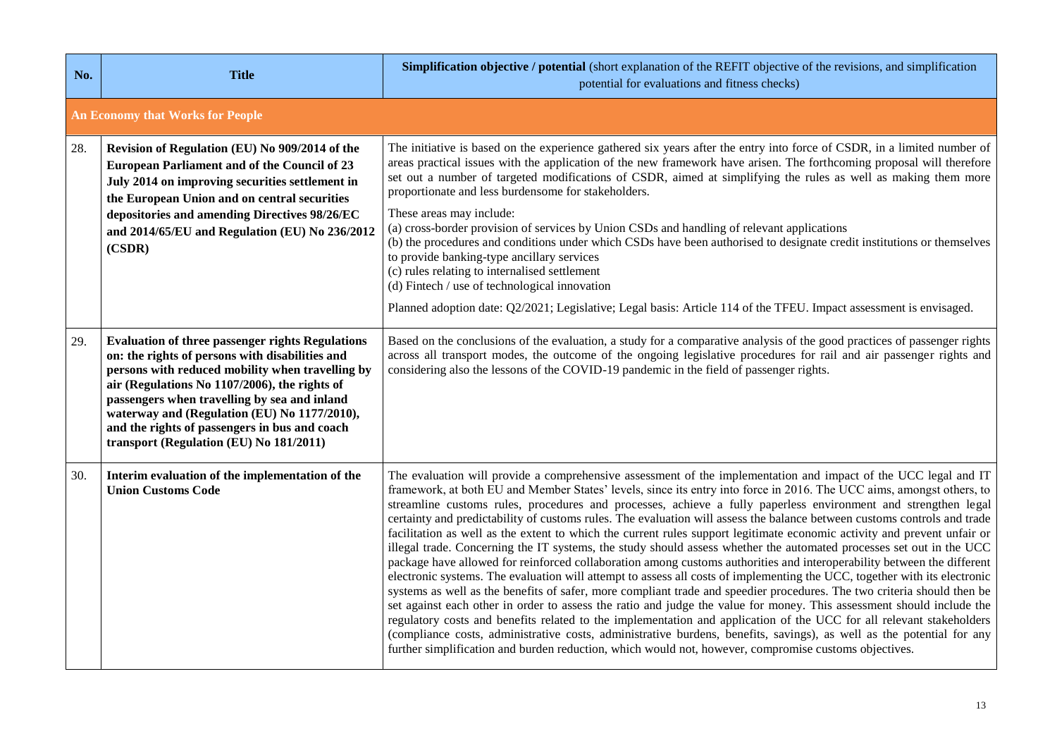| No. | Title | **Simplification objective / potential** (short explanation of the REFIT objective of the revisions, and simplification potential for evaluations and fitness checks) |
|---|---|---|
| **An Economy that Works for People** | | |
| 28. | **Revision of Regulation (EU) No 909/2014 of the European Parliament and of the Council of 23 July 2014 on improving securities settlement in the European Union and on central securities depositories and amending Directives 98/26/EC and 2014/65/EU and Regulation (EU) No 236/2012 (CSDR)** | The initiative is based on the experience gathered six years after the entry into force of CSDR, in a limited number of areas practical issues with the application of the new framework have arisen. The forthcoming proposal will therefore set out a number of targeted modifications of CSDR, aimed at simplifying the rules as well as making them more proportionate and less burdensome for stakeholders.<br><br>These areas may include:<br>(a) cross-border provision of services by Union CSDs and handling of relevant applications<br>(b) the procedures and conditions under which CSDs have been authorised to designate credit institutions or themselves to provide banking-type ancillary services<br>(c) rules relating to internalised settlement<br>(d) Fintech / use of technological innovation<br><br>Planned adoption date: Q2/2021; Legislative; Legal basis: Article 114 of the TFEU. Impact assessment is envisaged. |
| 29. | **Evaluation of three passenger rights Regulations on: the rights of persons with disabilities and persons with reduced mobility when travelling by air (Regulations No 1107/2006), the rights of passengers when travelling by sea and inland waterway and (Regulation (EU) No 1177/2010), and the rights of passengers in bus and coach transport (Regulation (EU) No 181/2011)** | Based on the conclusions of the evaluation, a study for a comparative analysis of the good practices of passenger rights across all transport modes, the outcome of the ongoing legislative procedures for rail and air passenger rights and considering also the lessons of the COVID-19 pandemic in the field of passenger rights. |
| 30. | **Interim evaluation of the implementation of the Union Customs Code** | The evaluation will provide a comprehensive assessment of the implementation and impact of the UCC legal and IT framework, at both EU and Member States' levels, since its entry into force in 2016. The UCC aims, amongst others, to streamline customs rules, procedures and processes, achieve a fully paperless environment and strengthen legal certainty and predictability of customs rules. The evaluation will assess the balance between customs controls and trade facilitation as well as the extent to which the current rules support legitimate economic activity and prevent unfair or illegal trade. Concerning the IT systems, the study should assess whether the automated processes set out in the UCC package have allowed for reinforced collaboration among customs authorities and interoperability between the different electronic systems. The evaluation will attempt to assess all costs of implementing the UCC, together with its electronic systems as well as the benefits of safer, more compliant trade and speedier procedures. The two criteria should then be set against each other in order to assess the ratio and judge the value for money. This assessment should include the regulatory costs and benefits related to the implementation and application of the UCC for all relevant stakeholders (compliance costs, administrative costs, administrative burdens, benefits, savings), as well as the potential for any further simplification and burden reduction, which would not, however, compromise customs objectives. |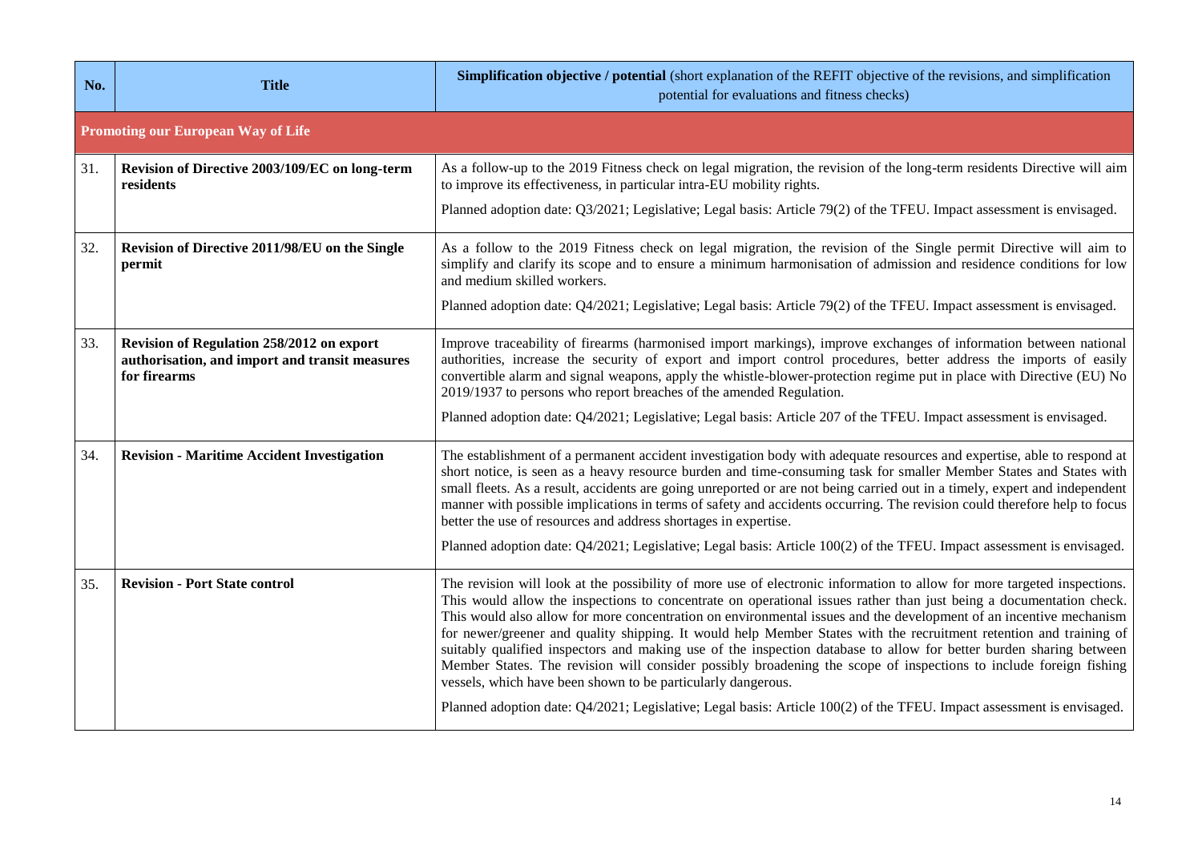| No. | Title | **Simplification objective / potential** (short explanation of the REFIT objective of the revisions, and simplification potential for evaluations and fitness checks) |
|---|---|---|
| **Promoting our European Way of Life** | | |
| 31. | **Revision of Directive 2003/109/EC on long-term residents** | As a follow-up to the 2019 Fitness check on legal migration, the revision of the long-term residents Directive will aim to improve its effectiveness, in particular intra-EU mobility rights.<br><br>Planned adoption date: Q3/2021; Legislative; Legal basis: Article 79(2) of the TFEU. Impact assessment is envisaged. |
| 32. | **Revision of Directive 2011/98/EU on the Single permit** | As a follow to the 2019 Fitness check on legal migration, the revision of the Single permit Directive will aim to simplify and clarify its scope and to ensure a minimum harmonisation of admission and residence conditions for low and medium skilled workers.<br><br>Planned adoption date: Q4/2021; Legislative; Legal basis: Article 79(2) of the TFEU. Impact assessment is envisaged. |
| 33. | **Revision of Regulation 258/2012 on export authorisation, and import and transit measures for firearms** | Improve traceability of firearms (harmonised import markings), improve exchanges of information between national authorities, increase the security of export and import control procedures, better address the imports of easily convertible alarm and signal weapons, apply the whistle-blower-protection regime put in place with Directive (EU) No 2019/1937 to persons who report breaches of the amended Regulation.<br><br>Planned adoption date: Q4/2021; Legislative; Legal basis: Article 207 of the TFEU. Impact assessment is envisaged. |
| 34. | **Revision - Maritime Accident Investigation** | The establishment of a permanent accident investigation body with adequate resources and expertise, able to respond at short notice, is seen as a heavy resource burden and time-consuming task for smaller Member States and States with small fleets. As a result, accidents are going unreported or are not being carried out in a timely, expert and independent manner with possible implications in terms of safety and accidents occurring. The revision could therefore help to focus better the use of resources and address shortages in expertise.<br><br>Planned adoption date: Q4/2021; Legislative; Legal basis: Article 100(2) of the TFEU. Impact assessment is envisaged. |
| 35. | **Revision - Port State control** | The revision will look at the possibility of more use of electronic information to allow for more targeted inspections. This would allow the inspections to concentrate on operational issues rather than just being a documentation check. This would also allow for more concentration on environmental issues and the development of an incentive mechanism for newer/greener and quality shipping. It would help Member States with the recruitment retention and training of suitably qualified inspectors and making use of the inspection database to allow for better burden sharing between Member States. The revision will consider possibly broadening the scope of inspections to include foreign fishing vessels, which have been shown to be particularly dangerous.<br><br>Planned adoption date: Q4/2021; Legislative; Legal basis: Article 100(2) of the TFEU. Impact assessment is envisaged. |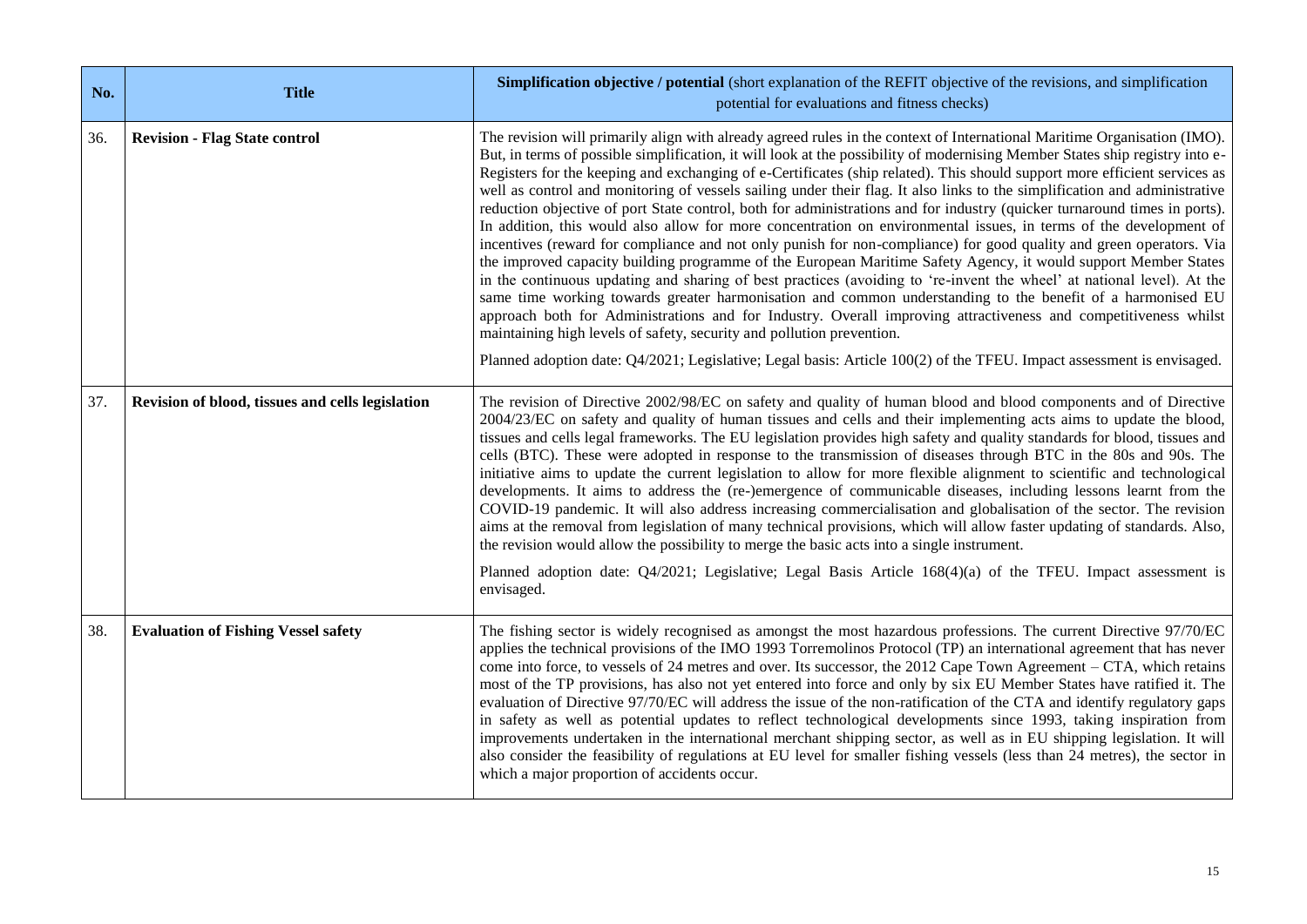| No. | Title | **Simplification objective / potential** (short explanation of the REFIT objective of the revisions, and simplification potential for evaluations and fitness checks) |
|---|---|---|
| 36. | **Revision - Flag State control** | The revision will primarily align with already agreed rules in the context of International Maritime Organisation (IMO). But, in terms of possible simplification, it will look at the possibility of modernising Member States ship registry into e-Registers for the keeping and exchanging of e-Certificates (ship related). This should support more efficient services as well as control and monitoring of vessels sailing under their flag. It also links to the simplification and administrative reduction objective of port State control, both for administrations and for industry (quicker turnaround times in ports). In addition, this would also allow for more concentration on environmental issues, in terms of the development of incentives (reward for compliance and not only punish for non-compliance) for good quality and green operators. Via the improved capacity building programme of the European Maritime Safety Agency, it would support Member States in the continuous updating and sharing of best practices (avoiding to 're-invent the wheel' at national level). At the same time working towards greater harmonisation and common understanding to the benefit of a harmonised EU approach both for Administrations and for Industry. Overall improving attractiveness and competitiveness whilst maintaining high levels of safety, security and pollution prevention.<br><br>Planned adoption date: Q4/2021; Legislative; Legal basis: Article 100(2) of the TFEU. Impact assessment is envisaged. |
| 37. | **Revision of blood, tissues and cells legislation** | The revision of Directive 2002/98/EC on safety and quality of human blood and blood components and of Directive 2004/23/EC on safety and quality of human tissues and cells and their implementing acts aims to update the blood, tissues and cells legal frameworks. The EU legislation provides high safety and quality standards for blood, tissues and cells (BTC). These were adopted in response to the transmission of diseases through BTC in the 80s and 90s. The initiative aims to update the current legislation to allow for more flexible alignment to scientific and technological developments. It aims to address the (re-)emergence of communicable diseases, including lessons learnt from the COVID-19 pandemic. It will also address increasing commercialisation and globalisation of the sector. The revision aims at the removal from legislation of many technical provisions, which will allow faster updating of standards. Also, the revision would allow the possibility to merge the basic acts into a single instrument.<br><br>Planned adoption date: Q4/2021; Legislative; Legal Basis Article 168(4)(a) of the TFEU. Impact assessment is envisaged. |
| 38. | **Evaluation of Fishing Vessel safety** | The fishing sector is widely recognised as amongst the most hazardous professions. The current Directive 97/70/EC applies the technical provisions of the IMO 1993 Torremolinos Protocol (TP) an international agreement that has never come into force, to vessels of 24 metres and over. Its successor, the 2012 Cape Town Agreement – CTA, which retains most of the TP provisions, has also not yet entered into force and only by six EU Member States have ratified it. The evaluation of Directive 97/70/EC will address the issue of the non-ratification of the CTA and identify regulatory gaps in safety as well as potential updates to reflect technological developments since 1993, taking inspiration from improvements undertaken in the international merchant shipping sector, as well as in EU shipping legislation. It will also consider the feasibility of regulations at EU level for smaller fishing vessels (less than 24 metres), the sector in which a major proportion of accidents occur. |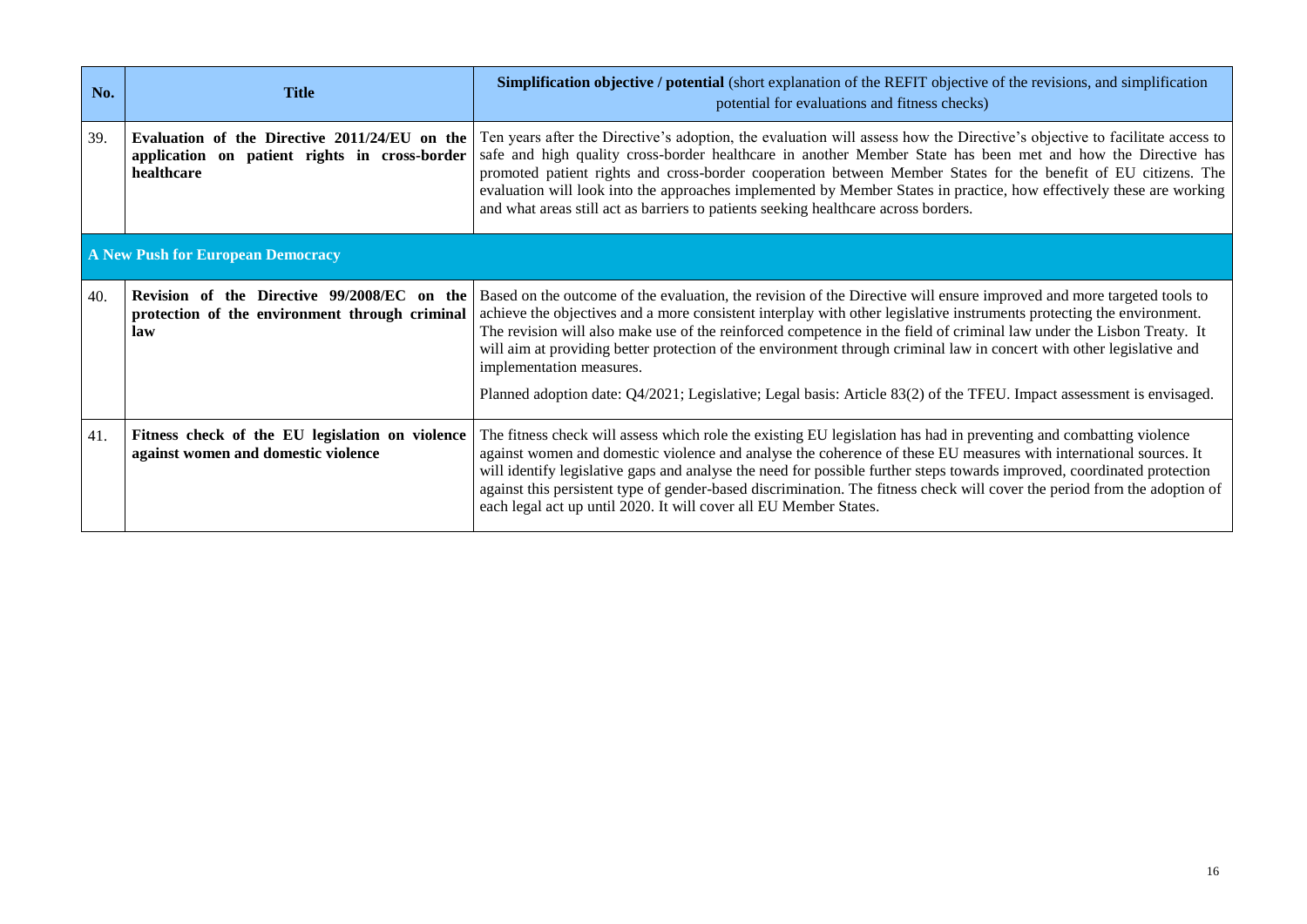| No. | Title | **Simplification objective / potential** (short explanation of the REFIT objective of the revisions, and simplification potential for evaluations and fitness checks) |
|---|---|---|
| 39. | **Evaluation of the Directive 2011/24/EU on the application on patient rights in cross-border healthcare** | Ten years after the Directive's adoption, the evaluation will assess how the Directive's objective to facilitate access to safe and high quality cross-border healthcare in another Member State has been met and how the Directive has promoted patient rights and cross-border cooperation between Member States for the benefit of EU citizens. The evaluation will look into the approaches implemented by Member States in practice, how effectively these are working and what areas still act as barriers to patients seeking healthcare across borders. |
| **A New Push for European Democracy** | | |
| 40. | **Revision of the Directive 99/2008/EC on the protection of the environment through criminal law** | Based on the outcome of the evaluation, the revision of the Directive will ensure improved and more targeted tools to achieve the objectives and a more consistent interplay with other legislative instruments protecting the environment. The revision will also make use of the reinforced competence in the field of criminal law under the Lisbon Treaty. It will aim at providing better protection of the environment through criminal law in concert with other legislative and implementation measures. <br><br> Planned adoption date: Q4/2021; Legislative; Legal basis: Article 83(2) of the TFEU. Impact assessment is envisaged. |
| 41. | **Fitness check of the EU legislation on violence against women and domestic violence** | The fitness check will assess which role the existing EU legislation has had in preventing and combatting violence against women and domestic violence and analyse the coherence of these EU measures with international sources. It will identify legislative gaps and analyse the need for possible further steps towards improved, coordinated protection against this persistent type of gender-based discrimination. The fitness check will cover the period from the adoption of each legal act up until 2020. It will cover all EU Member States. |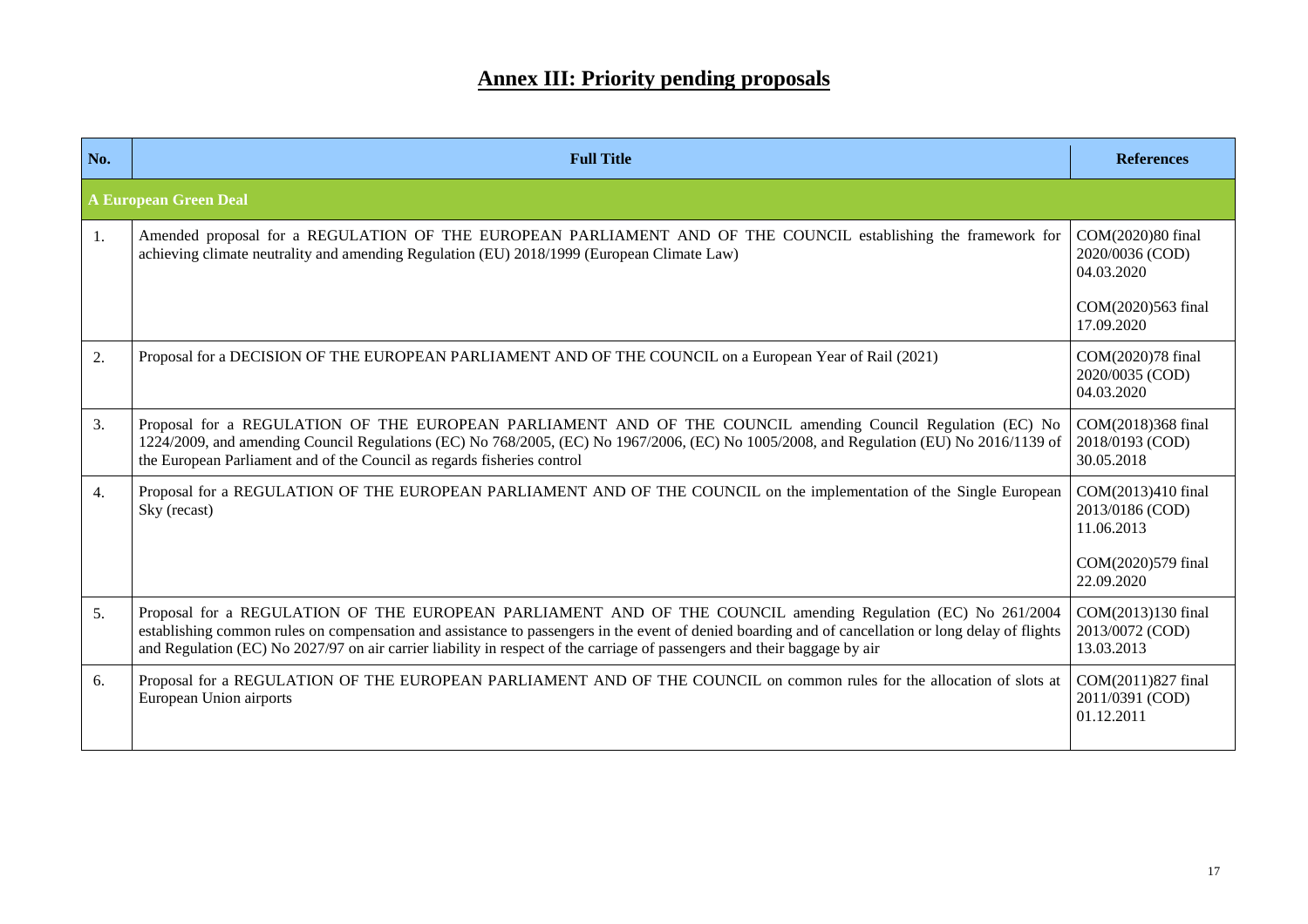# Annex III: Priority pending proposals

| No. | Full Title | References |
|---|---|---|
| **A European Green Deal** | | |
| 1. | Amended proposal for a REGULATION OF THE EUROPEAN PARLIAMENT AND OF THE COUNCIL establishing the framework for achieving climate neutrality and amending Regulation (EU) 2018/1999 (European Climate Law) | COM(2020)80 final 2020/0036 (COD) 04.03.2020<br><br>COM(2020)563 final 17.09.2020 |
| 2. | Proposal for a DECISION OF THE EUROPEAN PARLIAMENT AND OF THE COUNCIL on a European Year of Rail (2021) | COM(2020)78 final 2020/0035 (COD) 04.03.2020 |
| 3. | Proposal for a REGULATION OF THE EUROPEAN PARLIAMENT AND OF THE COUNCIL amending Council Regulation (EC) No 1224/2009, and amending Council Regulations (EC) No 768/2005, (EC) No 1967/2006, (EC) No 1005/2008, and Regulation (EU) No 2016/1139 of the European Parliament and of the Council as regards fisheries control | COM(2018)368 final 2018/0193 (COD) 30.05.2018 |
| 4. | Proposal for a REGULATION OF THE EUROPEAN PARLIAMENT AND OF THE COUNCIL on the implementation of the Single European Sky (recast) | COM(2013)410 final 2013/0186 (COD) 11.06.2013<br><br>COM(2020)579 final 22.09.2020 |
| 5. | Proposal for a REGULATION OF THE EUROPEAN PARLIAMENT AND OF THE COUNCIL amending Regulation (EC) No 261/2004 establishing common rules on compensation and assistance to passengers in the event of denied boarding and of cancellation or long delay of flights and Regulation (EC) No 2027/97 on air carrier liability in respect of the carriage of passengers and their baggage by air | COM(2013)130 final 2013/0072 (COD) 13.03.2013 |
| 6. | Proposal for a REGULATION OF THE EUROPEAN PARLIAMENT AND OF THE COUNCIL on common rules for the allocation of slots at European Union airports | COM(2011)827 final 2011/0391 (COD) 01.12.2011 |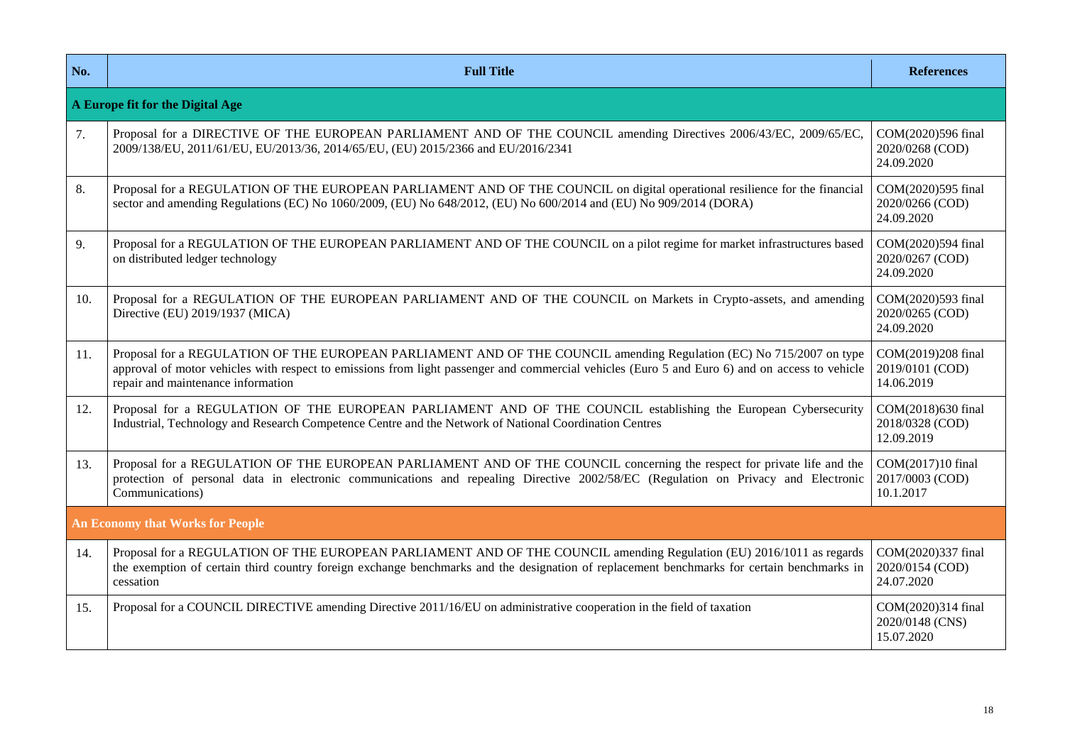| No. | Full Title | References |
|---|---|---|
| **A Europe fit for the Digital Age** | | |
| 7. | Proposal for a DIRECTIVE OF THE EUROPEAN PARLIAMENT AND OF THE COUNCIL amending Directives 2006/43/EC, 2009/65/EC, 2009/138/EU, 2011/61/EU, EU/2013/36, 2014/65/EU, (EU) 2015/2366 and EU/2016/2341 | COM(2020)596 final 2020/0268 (COD) 24.09.2020 |
| 8. | Proposal for a REGULATION OF THE EUROPEAN PARLIAMENT AND OF THE COUNCIL on digital operational resilience for the financial sector and amending Regulations (EC) No 1060/2009, (EU) No 648/2012, (EU) No 600/2014 and (EU) No 909/2014 (DORA) | COM(2020)595 final 2020/0266 (COD) 24.09.2020 |
| 9. | Proposal for a REGULATION OF THE EUROPEAN PARLIAMENT AND OF THE COUNCIL on a pilot regime for market infrastructures based on distributed ledger technology | COM(2020)594 final 2020/0267 (COD) 24.09.2020 |
| 10. | Proposal for a REGULATION OF THE EUROPEAN PARLIAMENT AND OF THE COUNCIL on Markets in Crypto-assets, and amending Directive (EU) 2019/1937 (MICA) | COM(2020)593 final 2020/0265 (COD) 24.09.2020 |
| 11. | Proposal for a REGULATION OF THE EUROPEAN PARLIAMENT AND OF THE COUNCIL amending Regulation (EC) No 715/2007 on type approval of motor vehicles with respect to emissions from light passenger and commercial vehicles (Euro 5 and Euro 6) and on access to vehicle repair and maintenance information | COM(2019)208 final 2019/0101 (COD) 14.06.2019 |
| 12. | Proposal for a REGULATION OF THE EUROPEAN PARLIAMENT AND OF THE COUNCIL establishing the European Cybersecurity Industrial, Technology and Research Competence Centre and the Network of National Coordination Centres | COM(2018)630 final 2018/0328 (COD) 12.09.2019 |
| 13. | Proposal for a REGULATION OF THE EUROPEAN PARLIAMENT AND OF THE COUNCIL concerning the respect for private life and the protection of personal data in electronic communications and repealing Directive 2002/58/EC (Regulation on Privacy and Electronic Communications) | COM(2017)10 final 2017/0003 (COD) 10.1.2017 |
| **An Economy that Works for People** | | |
| 14. | Proposal for a REGULATION OF THE EUROPEAN PARLIAMENT AND OF THE COUNCIL amending Regulation (EU) 2016/1011 as regards the exemption of certain third country foreign exchange benchmarks and the designation of replacement benchmarks for certain benchmarks in cessation | COM(2020)337 final 2020/0154 (COD) 24.07.2020 |
| 15. | Proposal for a COUNCIL DIRECTIVE amending Directive 2011/16/EU on administrative cooperation in the field of taxation | COM(2020)314 final 2020/0148 (CNS) 15.07.2020 |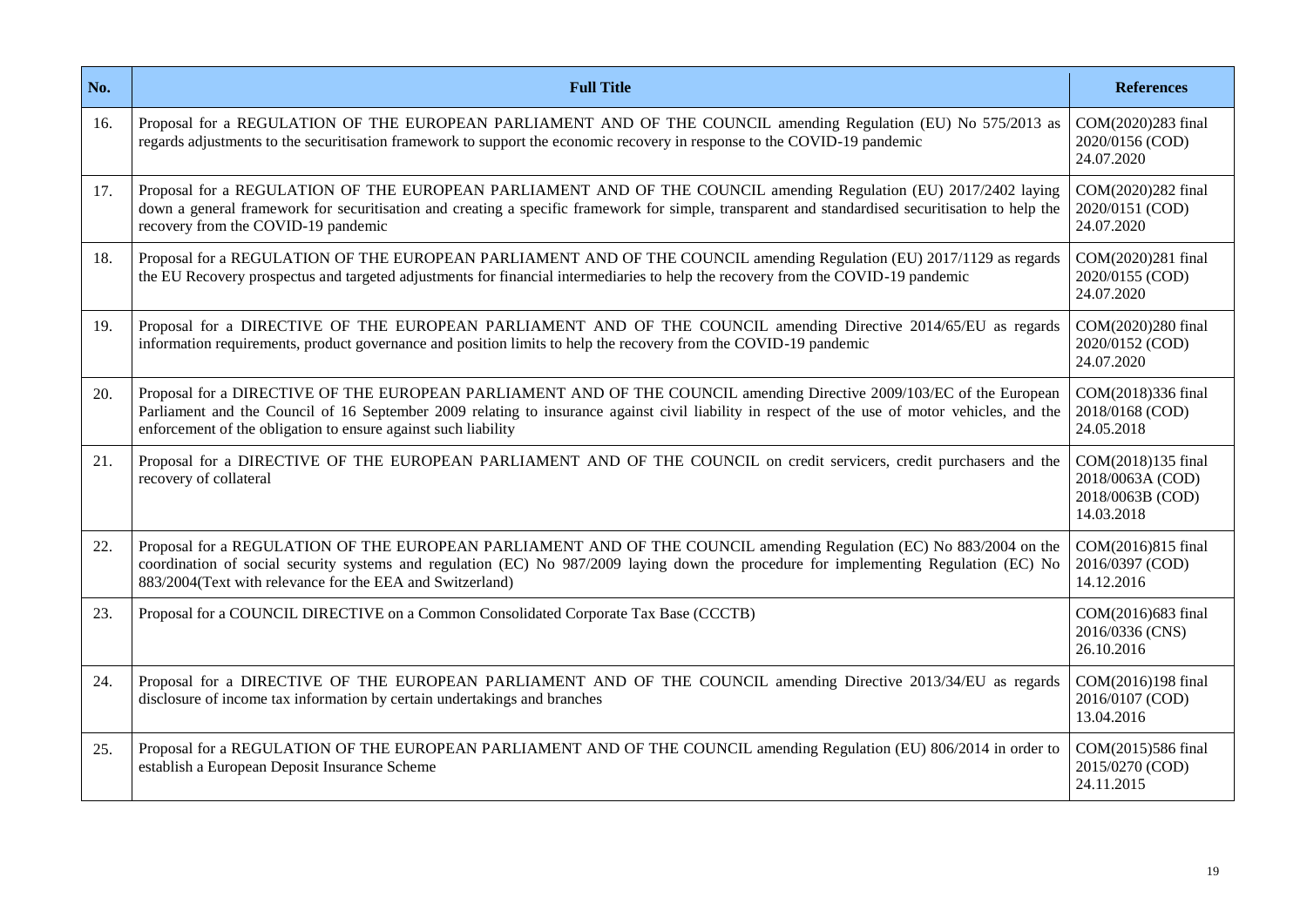| No. | Full Title | References |
| --- | --- | --- |
| 16. | Proposal for a REGULATION OF THE EUROPEAN PARLIAMENT AND OF THE COUNCIL amending Regulation (EU) No 575/2013 as regards adjustments to the securitisation framework to support the economic recovery in response to the COVID-19 pandemic | COM(2020)283 final<br>2020/0156 (COD)<br>24.07.2020 |
| 17. | Proposal for a REGULATION OF THE EUROPEAN PARLIAMENT AND OF THE COUNCIL amending Regulation (EU) 2017/2402 laying down a general framework for securitisation and creating a specific framework for simple, transparent and standardised securitisation to help the recovery from the COVID-19 pandemic | COM(2020)282 final<br>2020/0151 (COD)<br>24.07.2020 |
| 18. | Proposal for a REGULATION OF THE EUROPEAN PARLIAMENT AND OF THE COUNCIL amending Regulation (EU) 2017/1129 as regards the EU Recovery prospectus and targeted adjustments for financial intermediaries to help the recovery from the COVID-19 pandemic | COM(2020)281 final<br>2020/0155 (COD)<br>24.07.2020 |
| 19. | Proposal for a DIRECTIVE OF THE EUROPEAN PARLIAMENT AND OF THE COUNCIL amending Directive 2014/65/EU as regards information requirements, product governance and position limits to help the recovery from the COVID-19 pandemic | COM(2020)280 final<br>2020/0152 (COD)<br>24.07.2020 |
| 20. | Proposal for a DIRECTIVE OF THE EUROPEAN PARLIAMENT AND OF THE COUNCIL amending Directive 2009/103/EC of the European Parliament and the Council of 16 September 2009 relating to insurance against civil liability in respect of the use of motor vehicles, and the enforcement of the obligation to ensure against such liability | COM(2018)336 final<br>2018/0168 (COD)<br>24.05.2018 |
| 21. | Proposal for a DIRECTIVE OF THE EUROPEAN PARLIAMENT AND OF THE COUNCIL on credit servicers, credit purchasers and the recovery of collateral | COM(2018)135 final<br>2018/0063A (COD)<br>2018/0063B (COD)<br>14.03.2018 |
| 22. | Proposal for a REGULATION OF THE EUROPEAN PARLIAMENT AND OF THE COUNCIL amending Regulation (EC) No 883/2004 on the coordination of social security systems and regulation (EC) No 987/2009 laying down the procedure for implementing Regulation (EC) No 883/2004(Text with relevance for the EEA and Switzerland) | COM(2016)815 final<br>2016/0397 (COD)<br>14.12.2016 |
| 23. | Proposal for a COUNCIL DIRECTIVE on a Common Consolidated Corporate Tax Base (CCCTB) | COM(2016)683 final<br>2016/0336 (CNS)<br>26.10.2016 |
| 24. | Proposal for a DIRECTIVE OF THE EUROPEAN PARLIAMENT AND OF THE COUNCIL amending Directive 2013/34/EU as regards disclosure of income tax information by certain undertakings and branches | COM(2016)198 final<br>2016/0107 (COD)<br>13.04.2016 |
| 25. | Proposal for a REGULATION OF THE EUROPEAN PARLIAMENT AND OF THE COUNCIL amending Regulation (EU) 806/2014 in order to establish a European Deposit Insurance Scheme | COM(2015)586 final<br>2015/0270 (COD)<br>24.11.2015 |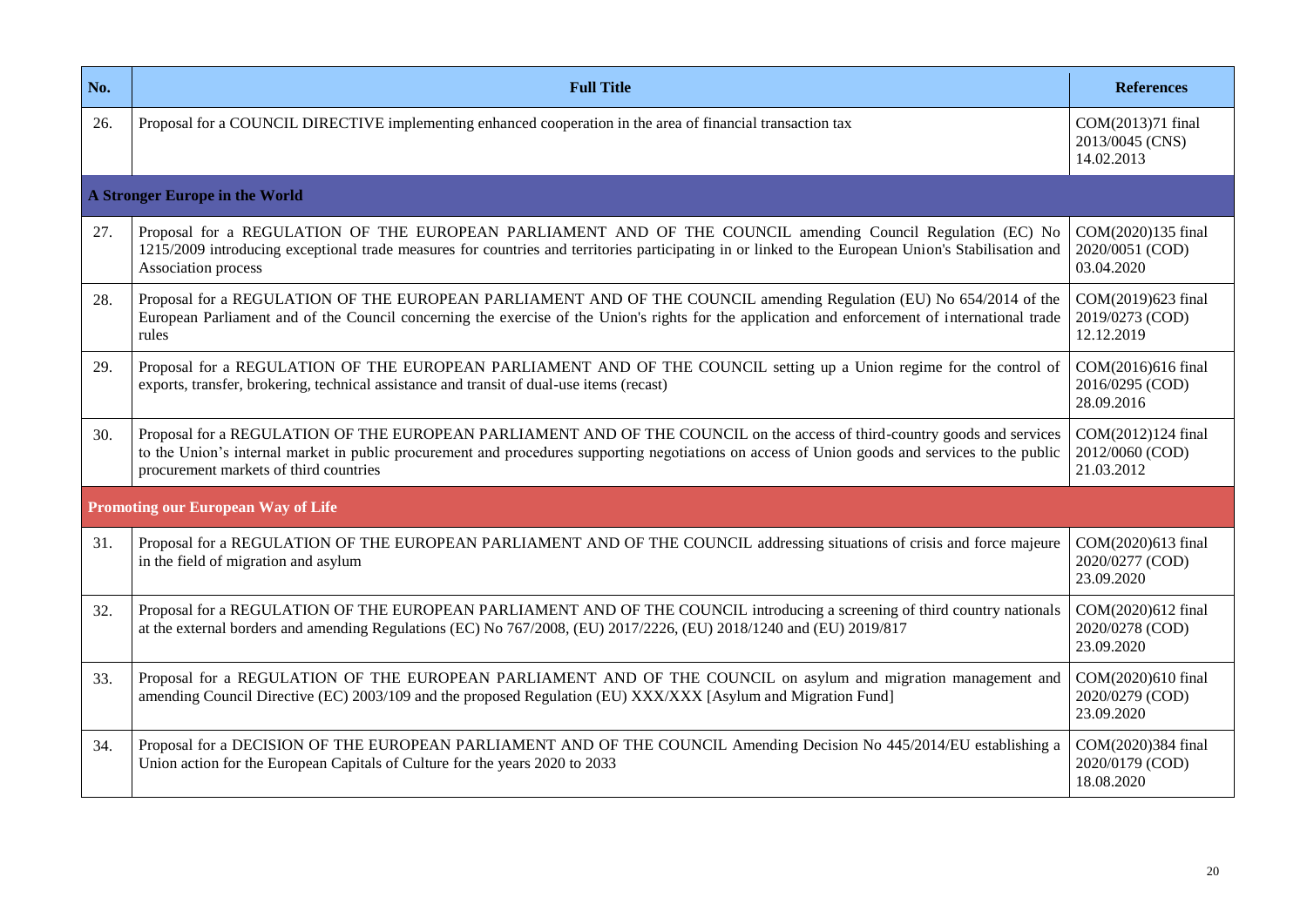| No. | Full Title | References |
|---|---|---|
| 26. | Proposal for a COUNCIL DIRECTIVE implementing enhanced cooperation in the area of financial transaction tax | COM(2013)71 final 2013/0045 (CNS) 14.02.2013 |
| **A Stronger Europe in the World** | | |
| 27. | Proposal for a REGULATION OF THE EUROPEAN PARLIAMENT AND OF THE COUNCIL amending Council Regulation (EC) No 1215/2009 introducing exceptional trade measures for countries and territories participating in or linked to the European Union's Stabilisation and Association process | COM(2020)135 final 2020/0051 (COD) 03.04.2020 |
| 28. | Proposal for a REGULATION OF THE EUROPEAN PARLIAMENT AND OF THE COUNCIL amending Regulation (EU) No 654/2014 of the European Parliament and of the Council concerning the exercise of the Union's rights for the application and enforcement of international trade rules | COM(2019)623 final 2019/0273 (COD) 12.12.2019 |
| 29. | Proposal for a REGULATION OF THE EUROPEAN PARLIAMENT AND OF THE COUNCIL setting up a Union regime for the control of exports, transfer, brokering, technical assistance and transit of dual-use items (recast) | COM(2016)616 final 2016/0295 (COD) 28.09.2016 |
| 30. | Proposal for a REGULATION OF THE EUROPEAN PARLIAMENT AND OF THE COUNCIL on the access of third-country goods and services to the Union's internal market in public procurement and procedures supporting negotiations on access of Union goods and services to the public procurement markets of third countries | COM(2012)124 final 2012/0060 (COD) 21.03.2012 |
| **Promoting our European Way of Life** | | |
| 31. | Proposal for a REGULATION OF THE EUROPEAN PARLIAMENT AND OF THE COUNCIL addressing situations of crisis and force majeure in the field of migration and asylum | COM(2020)613 final 2020/0277 (COD) 23.09.2020 |
| 32. | Proposal for a REGULATION OF THE EUROPEAN PARLIAMENT AND OF THE COUNCIL introducing a screening of third country nationals at the external borders and amending Regulations (EC) No 767/2008, (EU) 2017/2226, (EU) 2018/1240 and (EU) 2019/817 | COM(2020)612 final 2020/0278 (COD) 23.09.2020 |
| 33. | Proposal for a REGULATION OF THE EUROPEAN PARLIAMENT AND OF THE COUNCIL on asylum and migration management and amending Council Directive (EC) 2003/109 and the proposed Regulation (EU) XXX/XXX [Asylum and Migration Fund] | COM(2020)610 final 2020/0279 (COD) 23.09.2020 |
| 34. | Proposal for a DECISION OF THE EUROPEAN PARLIAMENT AND OF THE COUNCIL Amending Decision No 445/2014/EU establishing a Union action for the European Capitals of Culture for the years 2020 to 2033 | COM(2020)384 final 2020/0179 (COD) 18.08.2020 |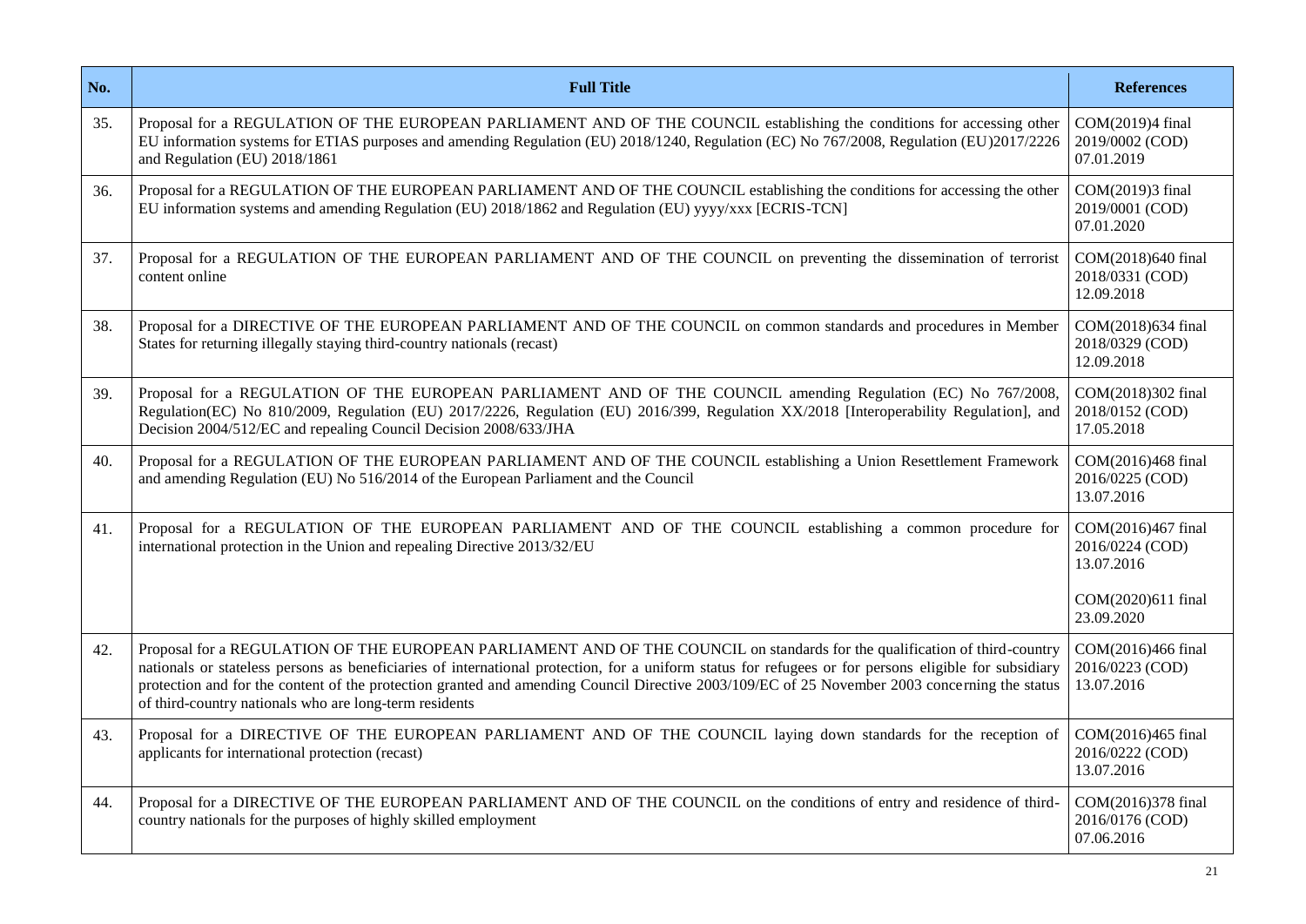| No. | Full Title | References |
|---|---|---|
| 35. | Proposal for a REGULATION OF THE EUROPEAN PARLIAMENT AND OF THE COUNCIL establishing the conditions for accessing other EU information systems for ETIAS purposes and amending Regulation (EU) 2018/1240, Regulation (EC) No 767/2008, Regulation (EU)2017/2226 and Regulation (EU) 2018/1861 | COM(2019)4 final<br>2019/0002 (COD)<br>07.01.2019 |
| 36. | Proposal for a REGULATION OF THE EUROPEAN PARLIAMENT AND OF THE COUNCIL establishing the conditions for accessing the other EU information systems and amending Regulation (EU) 2018/1862 and Regulation (EU) yyyy/xxx [ECRIS-TCN] | COM(2019)3 final<br>2019/0001 (COD)<br>07.01.2020 |
| 37. | Proposal for a REGULATION OF THE EUROPEAN PARLIAMENT AND OF THE COUNCIL on preventing the dissemination of terrorist content online | COM(2018)640 final<br>2018/0331 (COD)<br>12.09.2018 |
| 38. | Proposal for a DIRECTIVE OF THE EUROPEAN PARLIAMENT AND OF THE COUNCIL on common standards and procedures in Member States for returning illegally staying third-country nationals (recast) | COM(2018)634 final<br>2018/0329 (COD)<br>12.09.2018 |
| 39. | Proposal for a REGULATION OF THE EUROPEAN PARLIAMENT AND OF THE COUNCIL amending Regulation (EC) No 767/2008, Regulation(EC) No 810/2009, Regulation (EU) 2017/2226, Regulation (EU) 2016/399, Regulation XX/2018 [Interoperability Regulation], and Decision 2004/512/EC and repealing Council Decision 2008/633/JHA | COM(2018)302 final<br>2018/0152 (COD)<br>17.05.2018 |
| 40. | Proposal for a REGULATION OF THE EUROPEAN PARLIAMENT AND OF THE COUNCIL establishing a Union Resettlement Framework and amending Regulation (EU) No 516/2014 of the European Parliament and the Council | COM(2016)468 final<br>2016/0225 (COD)<br>13.07.2016 |
| 41. | Proposal for a REGULATION OF THE EUROPEAN PARLIAMENT AND OF THE COUNCIL establishing a common procedure for international protection in the Union and repealing Directive 2013/32/EU | COM(2016)467 final<br>2016/0224 (COD)<br>13.07.2016<br><br>COM(2020)611 final<br>23.09.2020 |
| 42. | Proposal for a REGULATION OF THE EUROPEAN PARLIAMENT AND OF THE COUNCIL on standards for the qualification of third-country nationals or stateless persons as beneficiaries of international protection, for a uniform status for refugees or for persons eligible for subsidiary protection and for the content of the protection granted and amending Council Directive 2003/109/EC of 25 November 2003 concerning the status of third-country nationals who are long-term residents | COM(2016)466 final<br>2016/0223 (COD)<br>13.07.2016 |
| 43. | Proposal for a DIRECTIVE OF THE EUROPEAN PARLIAMENT AND OF THE COUNCIL laying down standards for the reception of applicants for international protection (recast) | COM(2016)465 final<br>2016/0222 (COD)<br>13.07.2016 |
| 44. | Proposal for a DIRECTIVE OF THE EUROPEAN PARLIAMENT AND OF THE COUNCIL on the conditions of entry and residence of third-country nationals for the purposes of highly skilled employment | COM(2016)378 final<br>2016/0176 (COD)<br>07.06.2016 |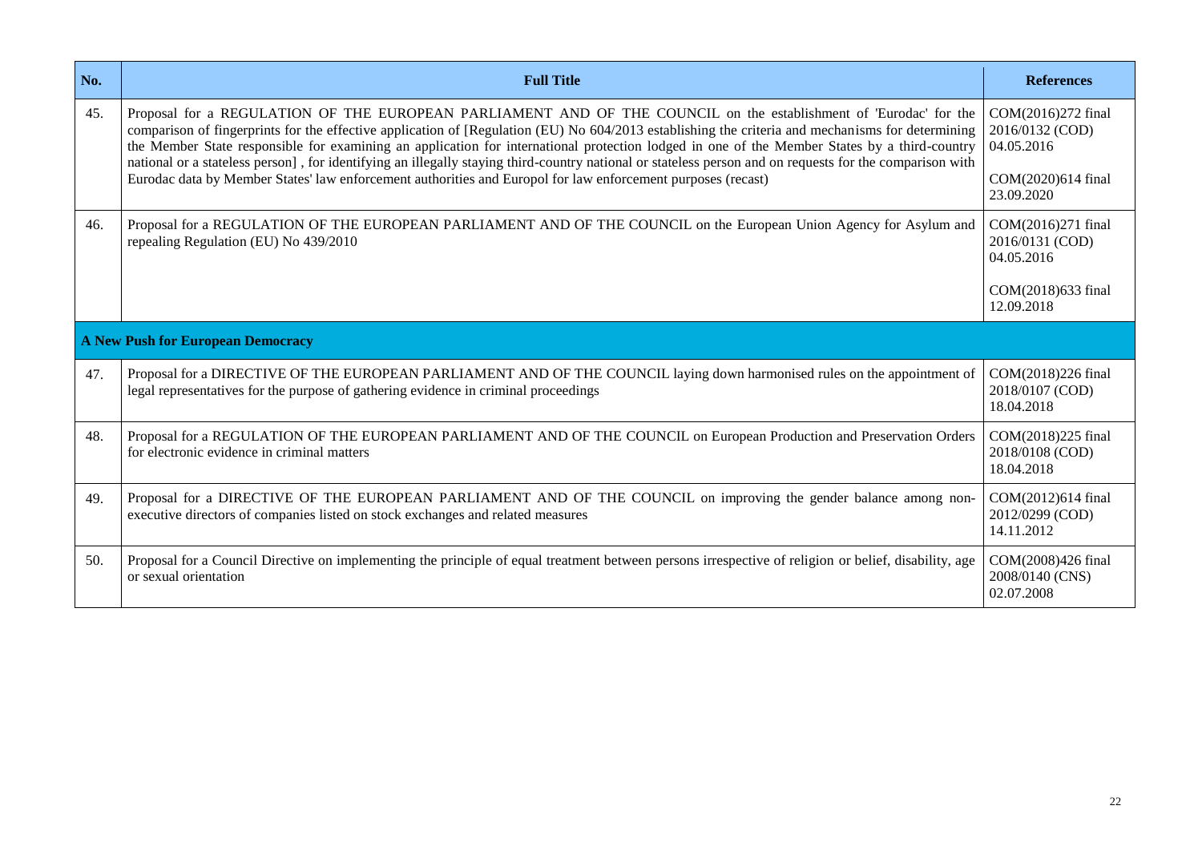| No. | Full Title | References |
|---|---|---|
| 45. | Proposal for a REGULATION OF THE EUROPEAN PARLIAMENT AND OF THE COUNCIL on the establishment of 'Eurodac' for the comparison of fingerprints for the effective application of [Regulation (EU) No 604/2013 establishing the criteria and mechanisms for determining the Member State responsible for examining an application for international protection lodged in one of the Member States by a third-country national or a stateless person] , for identifying an illegally staying third-country national or stateless person and on requests for the comparison with Eurodac data by Member States' law enforcement authorities and Europol for law enforcement purposes (recast) | COM(2016)272 final 2016/0132 (COD) 04.05.2016 COM(2020)614 final 23.09.2020 |
| 46. | Proposal for a REGULATION OF THE EUROPEAN PARLIAMENT AND OF THE COUNCIL on the European Union Agency for Asylum and repealing Regulation (EU) No 439/2010 | COM(2016)271 final 2016/0131 (COD) 04.05.2016 COM(2018)633 final 12.09.2018 |
| **A New Push for European Democracy** | | |
| 47. | Proposal for a DIRECTIVE OF THE EUROPEAN PARLIAMENT AND OF THE COUNCIL laying down harmonised rules on the appointment of legal representatives for the purpose of gathering evidence in criminal proceedings | COM(2018)226 final 2018/0107 (COD) 18.04.2018 |
| 48. | Proposal for a REGULATION OF THE EUROPEAN PARLIAMENT AND OF THE COUNCIL on European Production and Preservation Orders for electronic evidence in criminal matters | COM(2018)225 final 2018/0108 (COD) 18.04.2018 |
| 49. | Proposal for a DIRECTIVE OF THE EUROPEAN PARLIAMENT AND OF THE COUNCIL on improving the gender balance among non-executive directors of companies listed on stock exchanges and related measures | COM(2012)614 final 2012/0299 (COD) 14.11.2012 |
| 50. | Proposal for a Council Directive on implementing the principle of equal treatment between persons irrespective of religion or belief, disability, age or sexual orientation | COM(2008)426 final 2008/0140 (CNS) 02.07.2008 |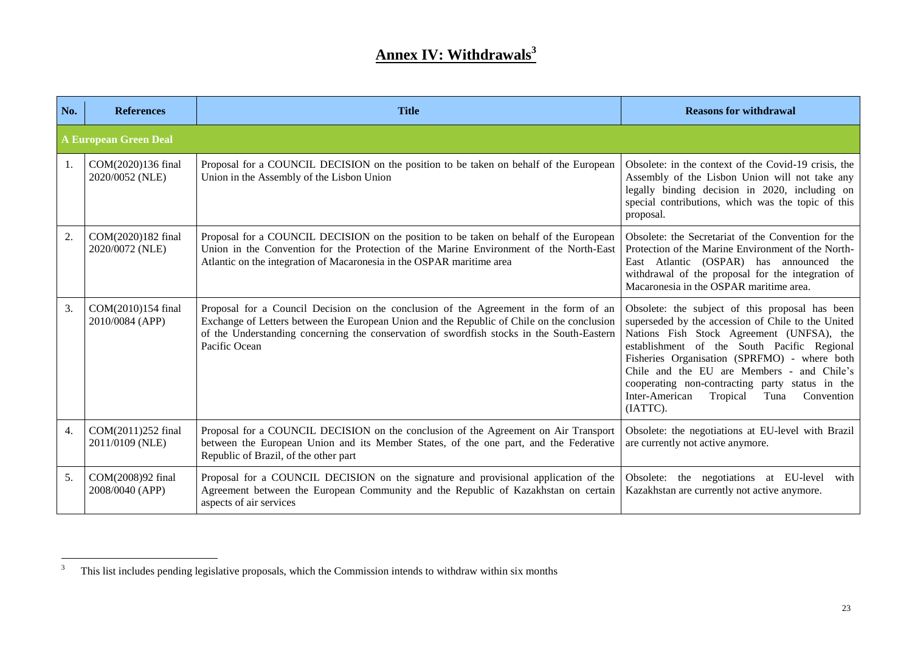# Annex IV: Withdrawals[3]

| No. | References | Title | Reasons for withdrawal |
|---|---|---|---|
| **A European Green Deal** | | | |
| 1. | COM(2020)136 final 2020/0052 (NLE) | Proposal for a COUNCIL DECISION on the position to be taken on behalf of the European Union in the Assembly of the Lisbon Union | Obsolete: in the context of the Covid-19 crisis, the Assembly of the Lisbon Union will not take any legally binding decision in 2020, including on special contributions, which was the topic of this proposal. |
| 2. | COM(2020)182 final 2020/0072 (NLE) | Proposal for a COUNCIL DECISION on the position to be taken on behalf of the European Union in the Convention for the Protection of the Marine Environment of the North-East Atlantic on the integration of Macaronesia in the OSPAR maritime area | Obsolete: the Secretariat of the Convention for the Protection of the Marine Environment of the North-East Atlantic (OSPAR) has announced the withdrawal of the proposal for the integration of Macaronesia in the OSPAR maritime area. |
| 3. | COM(2010)154 final 2010/0084 (APP) | Proposal for a Council Decision on the conclusion of the Agreement in the form of an Exchange of Letters between the European Union and the Republic of Chile on the conclusion of the Understanding concerning the conservation of swordfish stocks in the South-Eastern Pacific Ocean | Obsolete: the subject of this proposal has been superseded by the accession of Chile to the United Nations Fish Stock Agreement (UNFSA), the establishment of the South Pacific Regional Fisheries Organisation (SPRFMO) - where both Chile and the EU are Members - and Chile's cooperating non-contracting party status in the Inter-American Tropical Tuna Convention (IATTC). |
| 4. | COM(2011)252 final 2011/0109 (NLE) | Proposal for a COUNCIL DECISION on the conclusion of the Agreement on Air Transport between the European Union and its Member States, of the one part, and the Federative Republic of Brazil, of the other part | Obsolete: the negotiations at EU-level with Brazil are currently not active anymore. |
| 5. | COM(2008)92 final 2008/0040 (APP) | Proposal for a COUNCIL DECISION on the signature and provisional application of the Agreement between the European Community and the Republic of Kazakhstan on certain aspects of air services | Obsolete: the negotiations at EU-level with Kazakhstan are currently not active anymore. |

[3] This list includes pending legislative proposals, which the Commission intends to withdraw within six months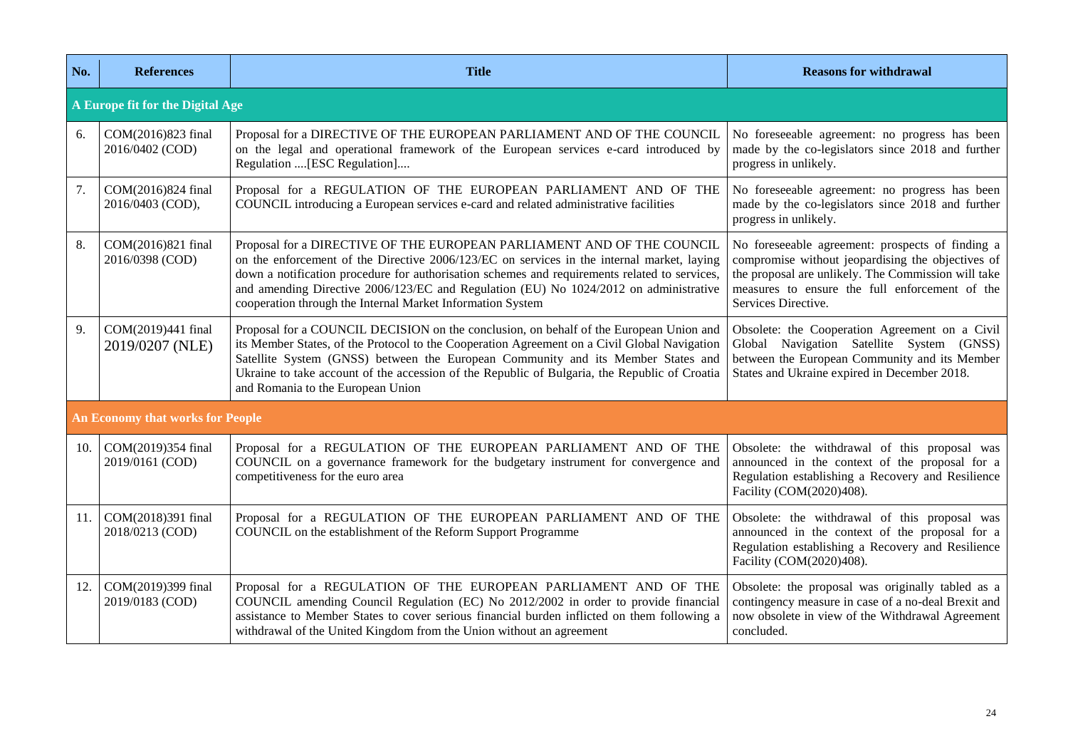| No. | References | Title | Reasons for withdrawal |
|---|---|---|---|
| **A Europe fit for the Digital Age** | | | |
| 6. | COM(2016)823 final 2016/0402 (COD) | Proposal for a DIRECTIVE OF THE EUROPEAN PARLIAMENT AND OF THE COUNCIL on the legal and operational framework of the European services e-card introduced by Regulation ....[ESC Regulation].... | No foreseeable agreement: no progress has been made by the co-legislators since 2018 and further progress in unlikely. |
| 7. | COM(2016)824 final 2016/0403 (COD), | Proposal for a REGULATION OF THE EUROPEAN PARLIAMENT AND OF THE COUNCIL introducing a European services e-card and related administrative facilities | No foreseeable agreement: no progress has been made by the co-legislators since 2018 and further progress in unlikely. |
| 8. | COM(2016)821 final 2016/0398 (COD) | Proposal for a DIRECTIVE OF THE EUROPEAN PARLIAMENT AND OF THE COUNCIL on the enforcement of the Directive 2006/123/EC on services in the internal market, laying down a notification procedure for authorisation schemes and requirements related to services, and amending Directive 2006/123/EC and Regulation (EU) No 1024/2012 on administrative cooperation through the Internal Market Information System | No foreseeable agreement: prospects of finding a compromise without jeopardising the objectives of the proposal are unlikely. The Commission will take measures to ensure the full enforcement of the Services Directive. |
| 9. | COM(2019)441 final 2019/0207 (NLE) | Proposal for a COUNCIL DECISION on the conclusion, on behalf of the European Union and its Member States, of the Protocol to the Cooperation Agreement on a Civil Global Navigation Satellite System (GNSS) between the European Community and its Member States and Ukraine to take account of the accession of the Republic of Bulgaria, the Republic of Croatia and Romania to the European Union | Obsolete: the Cooperation Agreement on a Civil Global Navigation Satellite System (GNSS) between the European Community and its Member States and Ukraine expired in December 2018. |
| **An Economy that works for People** | | | |
| 10. | COM(2019)354 final 2019/0161 (COD) | Proposal for a REGULATION OF THE EUROPEAN PARLIAMENT AND OF THE COUNCIL on a governance framework for the budgetary instrument for convergence and competitiveness for the euro area | Obsolete: the withdrawal of this proposal was announced in the context of the proposal for a Regulation establishing a Recovery and Resilience Facility (COM(2020)408). |
| 11. | COM(2018)391 final 2018/0213 (COD) | Proposal for a REGULATION OF THE EUROPEAN PARLIAMENT AND OF THE COUNCIL on the establishment of the Reform Support Programme | Obsolete: the withdrawal of this proposal was announced in the context of the proposal for a Regulation establishing a Recovery and Resilience Facility (COM(2020)408). |
| 12. | COM(2019)399 final 2019/0183 (COD) | Proposal for a REGULATION OF THE EUROPEAN PARLIAMENT AND OF THE COUNCIL amending Council Regulation (EC) No 2012/2002 in order to provide financial assistance to Member States to cover serious financial burden inflicted on them following a withdrawal of the United Kingdom from the Union without an agreement | Obsolete: the proposal was originally tabled as a contingency measure in case of a no-deal Brexit and now obsolete in view of the Withdrawal Agreement concluded. |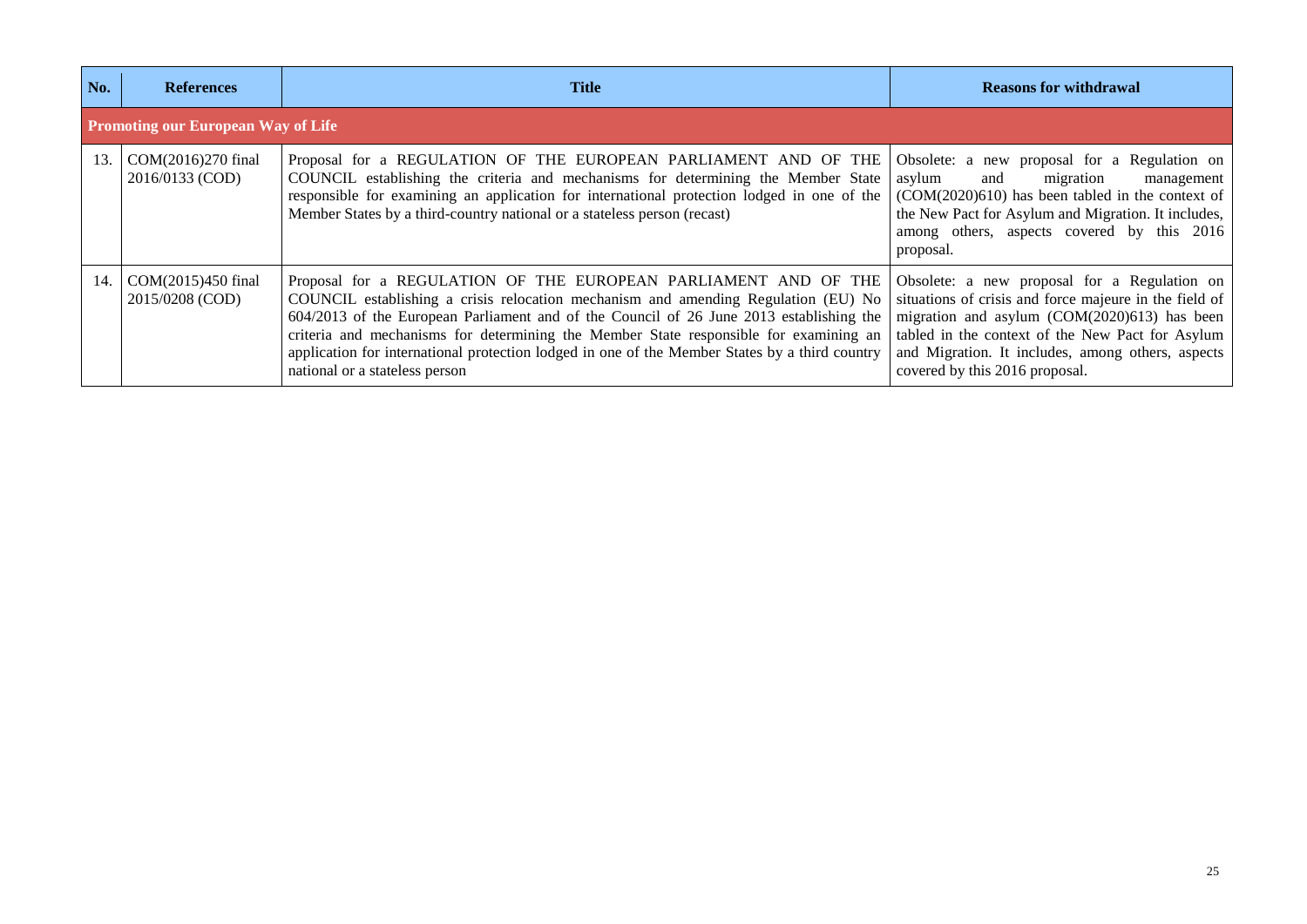| No. | References | Title | Reasons for withdrawal |
|---|---|---|---|
| **Promoting our European Way of Life** | | | |
| 13. | COM(2016)270 final 2016/0133 (COD) | Proposal for a REGULATION OF THE EUROPEAN PARLIAMENT AND OF THE COUNCIL establishing the criteria and mechanisms for determining the Member State responsible for examining an application for international protection lodged in one of the Member States by a third-country national or a stateless person (recast) | Obsolete: a new proposal for a Regulation on asylum and migration management (COM(2020)610) has been tabled in the context of the New Pact for Asylum and Migration. It includes, among others, aspects covered by this 2016 proposal. |
| 14. | COM(2015)450 final 2015/0208 (COD) | Proposal for a REGULATION OF THE EUROPEAN PARLIAMENT AND OF THE COUNCIL establishing a crisis relocation mechanism and amending Regulation (EU) No 604/2013 of the European Parliament and of the Council of 26 June 2013 establishing the criteria and mechanisms for determining the Member State responsible for examining an application for international protection lodged in one of the Member States by a third country national or a stateless person | Obsolete: a new proposal for a Regulation on situations of crisis and force majeure in the field of migration and asylum (COM(2020)613) has been tabled in the context of the New Pact for Asylum and Migration. It includes, among others, aspects covered by this 2016 proposal. |